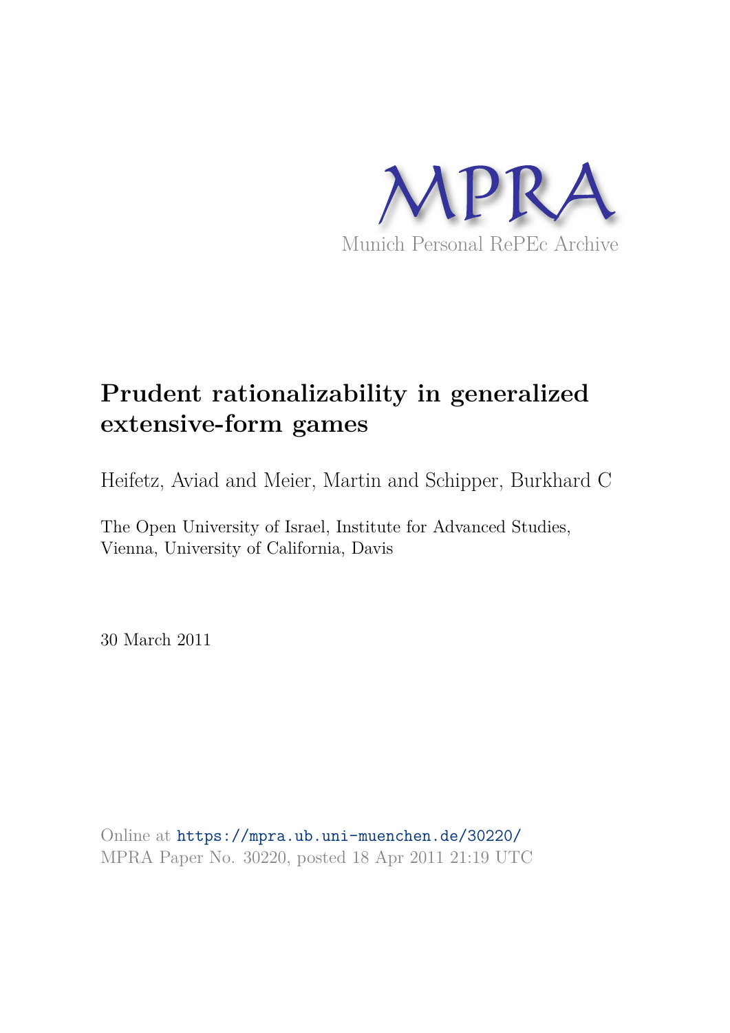MPRA

Munich Personal RePEc Archive

# Prudent rationalizability in generalized extensive-form games

Heifetz, Aviad and Meier, Martin and Schipper, Burkhard C

The Open University of Israel, Institute for Advanced Studies, Vienna, University of California, Davis

30 March 2011

Online at https://mpra.ub.uni-muenchen.de/30220/
MPRA Paper No. 30220, posted 18 Apr 2011 21:19 UTC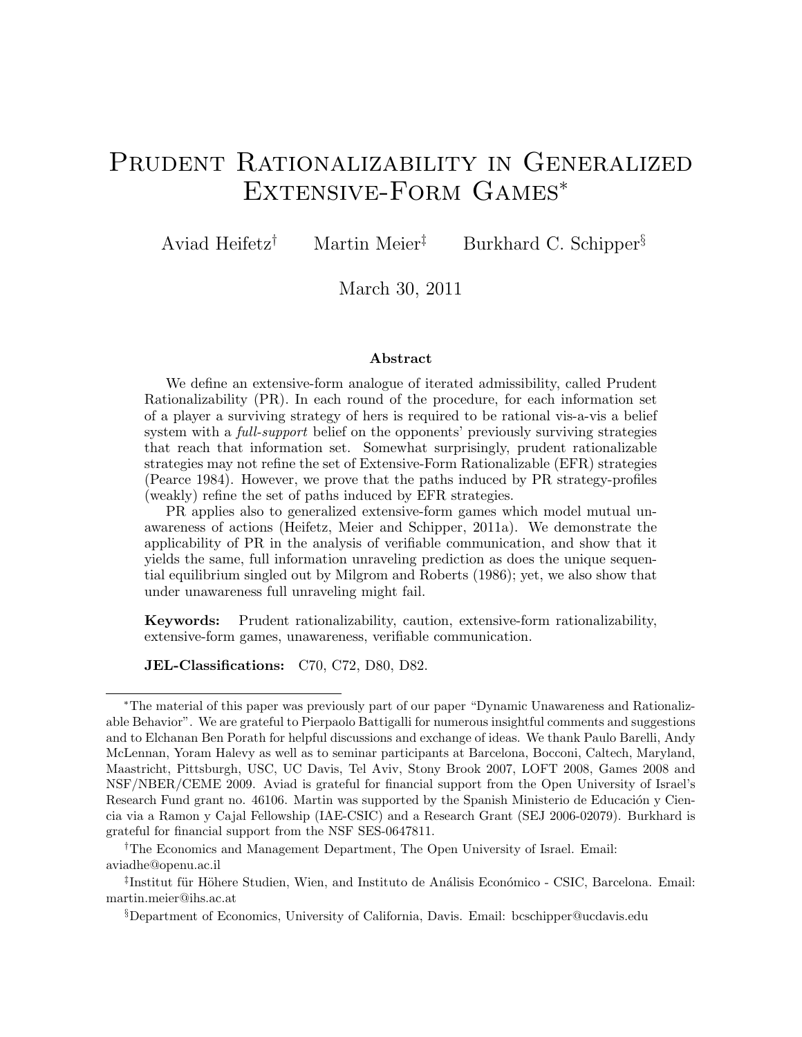# Prudent Rationalizability in Generalized Extensive-Form Games*

Aviad Heifetz[†] Martin Meier[‡] Burkhard C. Schipper[§]

March 30, 2011

### Abstract

We define an extensive-form analogue of iterated admissibility, called Prudent Rationalizability (PR). In each round of the procedure, for each information set of a player a surviving strategy of hers is required to be rational vis-a-vis a belief system with a *full-support* belief on the opponents' previously surviving strategies that reach that information set. Somewhat surprisingly, prudent rationalizable strategies may not refine the set of Extensive-Form Rationalizable (EFR) strategies (Pearce 1984). However, we prove that the paths induced by PR strategy-profiles (weakly) refine the set of paths induced by EFR strategies.

PR applies also to generalized extensive-form games which model mutual unawareness of actions (Heifetz, Meier and Schipper, 2011a). We demonstrate the applicability of PR in the analysis of verifiable communication, and show that it yields the same, full information unraveling prediction as does the unique sequential equilibrium singled out by Milgrom and Roberts (1986); yet, we also show that under unawareness full unraveling might fail.

**Keywords:** Prudent rationalizability, caution, extensive-form rationalizability, extensive-form games, unawareness, verifiable communication.

**JEL-Classifications:** C70, C72, D80, D82.

---

*The material of this paper was previously part of our paper "Dynamic Unawareness and Rationalizable Behavior". We are grateful to Pierpaolo Battigalli for numerous insightful comments and suggestions and to Elchanan Ben Porath for helpful discussions and exchange of ideas. We thank Paulo Barelli, Andy McLennan, Yoram Halevy as well as to seminar participants at Barcelona, Bocconi, Caltech, Maryland, Maastricht, Pittsburgh, USC, UC Davis, Tel Aviv, Stony Brook 2007, LOFT 2008, Games 2008 and NSF/NBER/CEME 2009. Aviad is grateful for financial support from the Open University of Israel's Research Fund grant no. 46106. Martin was supported by the Spanish Ministerio de Educación y Ciencia via a Ramon y Cajal Fellowship (IAE-CSIC) and a Research Grant (SEJ 2006-02079). Burkhard is grateful for financial support from the NSF SES-0647811.

[†]The Economics and Management Department, The Open University of Israel. Email: aviadhe@openu.ac.il

[‡]Institut für Höhere Studien, Wien, and Instituto de Análisis Económico - CSIC, Barcelona. Email: martin.meier@ihs.ac.at

[§]Department of Economics, University of California, Davis. Email: bcschipper@ucdavis.edu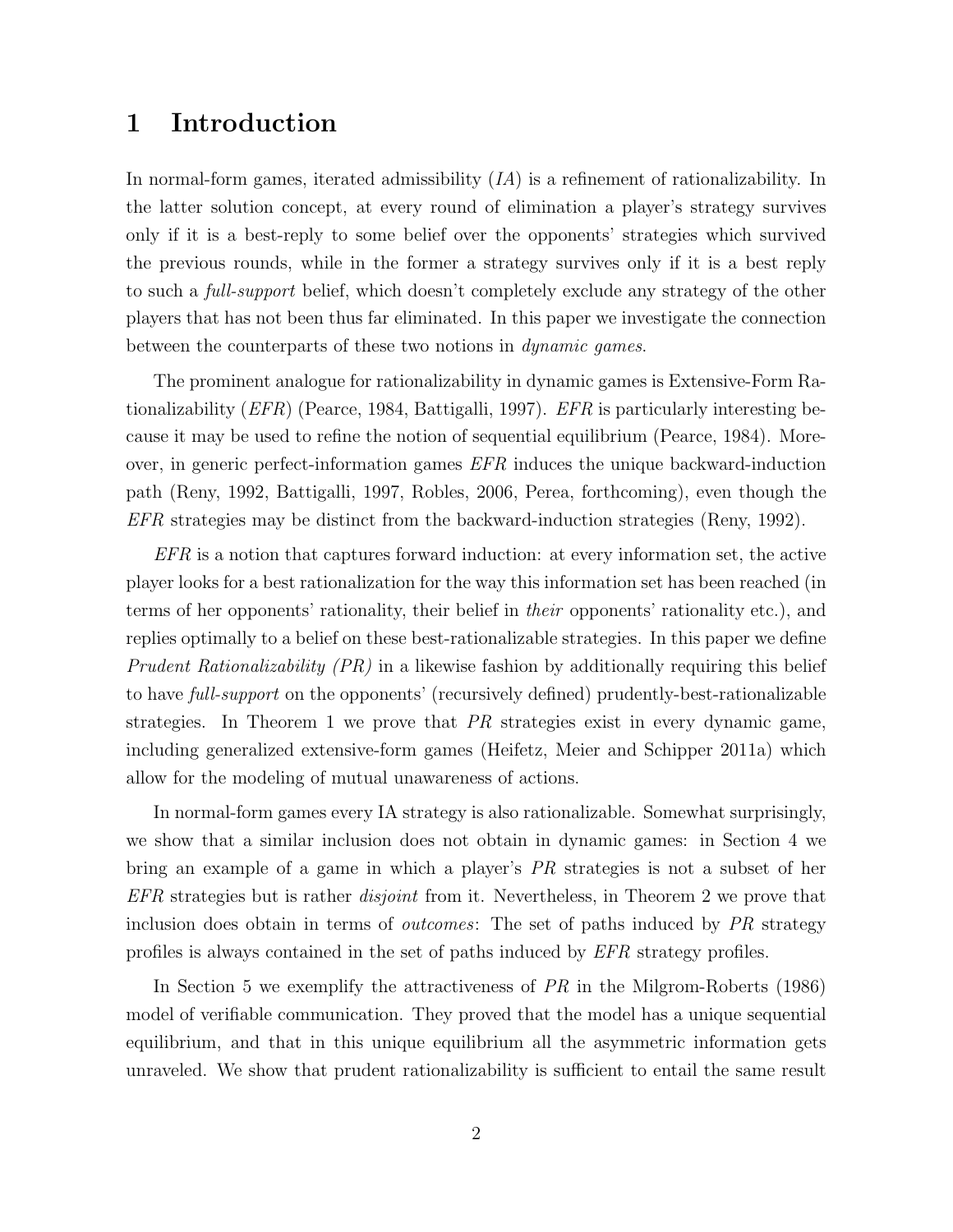# 1 Introduction

In normal-form games, iterated admissibility (*IA*) is a refinement of rationalizability. In the latter solution concept, at every round of elimination a player's strategy survives only if it is a best-reply to some belief over the opponents' strategies which survived the previous rounds, while in the former a strategy survives only if it is a best reply to such a *full-support* belief, which doesn't completely exclude any strategy of the other players that has not been thus far eliminated. In this paper we investigate the connection between the counterparts of these two notions in *dynamic games*.

The prominent analogue for rationalizability in dynamic games is Extensive-Form Rationalizability (*EFR*) (Pearce, 1984, Battigalli, 1997). *EFR* is particularly interesting because it may be used to refine the notion of sequential equilibrium (Pearce, 1984). Moreover, in generic perfect-information games *EFR* induces the unique backward-induction path (Reny, 1992, Battigalli, 1997, Robles, 2006, Perea, forthcoming), even though the *EFR* strategies may be distinct from the backward-induction strategies (Reny, 1992).

*EFR* is a notion that captures forward induction: at every information set, the active player looks for a best rationalization for the way this information set has been reached (in terms of her opponents' rationality, their belief in *their* opponents' rationality etc.), and replies optimally to a belief on these best-rationalizable strategies. In this paper we define *Prudent Rationalizability (PR)* in a likewise fashion by additionally requiring this belief to have *full-support* on the opponents' (recursively defined) prudently-best-rationalizable strategies. In Theorem 1 we prove that *PR* strategies exist in every dynamic game, including generalized extensive-form games (Heifetz, Meier and Schipper 2011a) which allow for the modeling of mutual unawareness of actions.

In normal-form games every IA strategy is also rationalizable. Somewhat surprisingly, we show that a similar inclusion does not obtain in dynamic games: in Section 4 we bring an example of a game in which a player's *PR* strategies is not a subset of her *EFR* strategies but is rather *disjoint* from it. Nevertheless, in Theorem 2 we prove that inclusion does obtain in terms of *outcomes*: The set of paths induced by *PR* strategy profiles is always contained in the set of paths induced by *EFR* strategy profiles.

In Section 5 we exemplify the attractiveness of *PR* in the Milgrom-Roberts (1986) model of verifiable communication. They proved that the model has a unique sequential equilibrium, and that in this unique equilibrium all the asymmetric information gets unraveled. We show that prudent rationalizability is sufficient to entail the same result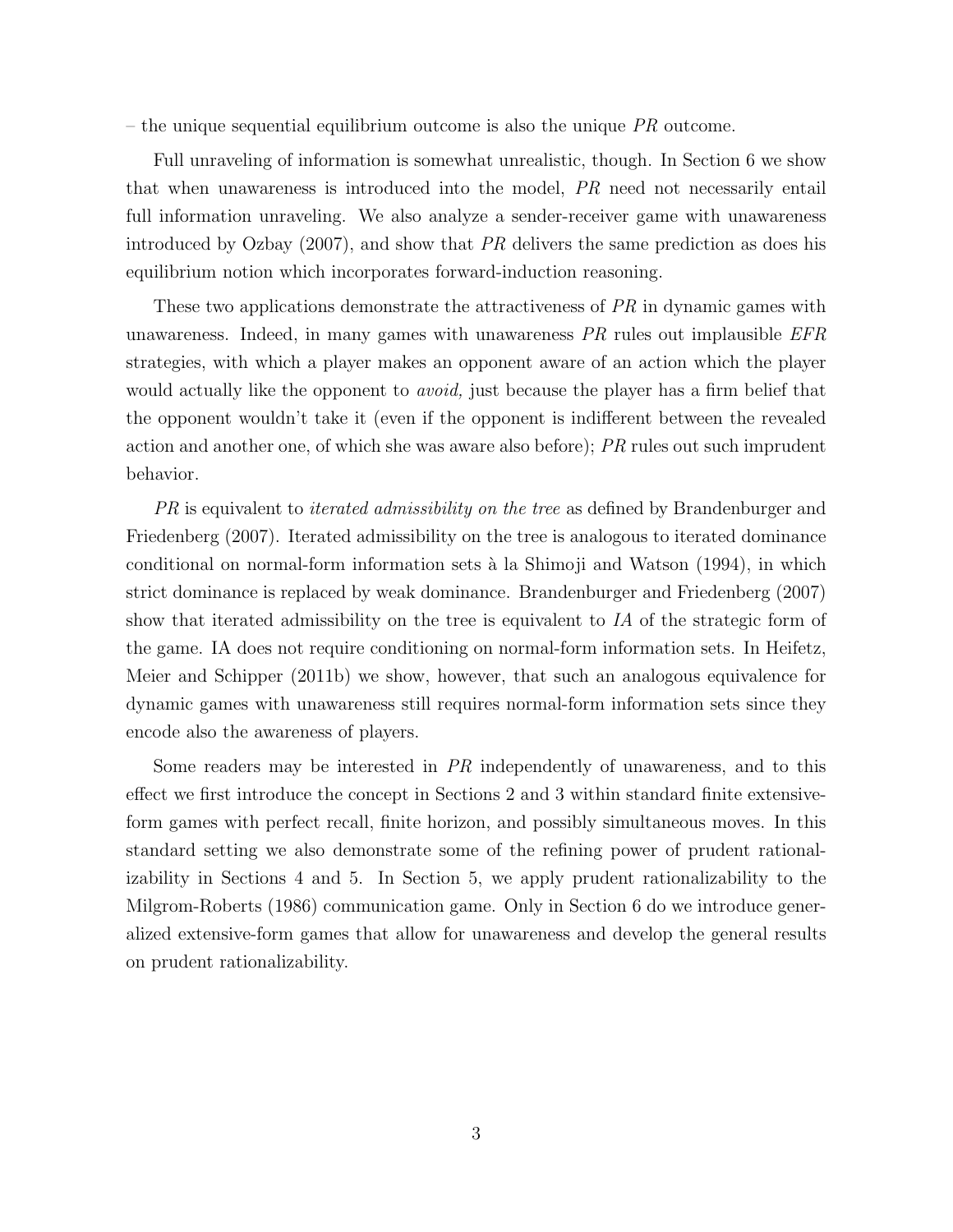– the unique sequential equilibrium outcome is also the unique *PR* outcome.

Full unraveling of information is somewhat unrealistic, though. In Section 6 we show that when unawareness is introduced into the model, *PR* need not necessarily entail full information unraveling. We also analyze a sender-receiver game with unawareness introduced by Ozbay (2007), and show that *PR* delivers the same prediction as does his equilibrium notion which incorporates forward-induction reasoning.

These two applications demonstrate the attractiveness of *PR* in dynamic games with unawareness. Indeed, in many games with unawareness *PR* rules out implausible *EFR* strategies, with which a player makes an opponent aware of an action which the player would actually like the opponent to *avoid,* just because the player has a firm belief that the opponent wouldn't take it (even if the opponent is indifferent between the revealed action and another one, of which she was aware also before); *PR* rules out such imprudent behavior.

*PR* is equivalent to *iterated admissibility on the tree* as defined by Brandenburger and Friedenberg (2007). Iterated admissibility on the tree is analogous to iterated dominance conditional on normal-form information sets à la Shimoji and Watson (1994), in which strict dominance is replaced by weak dominance. Brandenburger and Friedenberg (2007) show that iterated admissibility on the tree is equivalent to *IA* of the strategic form of the game. IA does not require conditioning on normal-form information sets. In Heifetz, Meier and Schipper (2011b) we show, however, that such an analogous equivalence for dynamic games with unawareness still requires normal-form information sets since they encode also the awareness of players.

Some readers may be interested in *PR* independently of unawareness, and to this effect we first introduce the concept in Sections 2 and 3 within standard finite extensive-form games with perfect recall, finite horizon, and possibly simultaneous moves. In this standard setting we also demonstrate some of the refining power of prudent rationalizability in Sections 4 and 5. In Section 5, we apply prudent rationalizability to the Milgrom-Roberts (1986) communication game. Only in Section 6 do we introduce generalized extensive-form games that allow for unawareness and develop the general results on prudent rationalizability.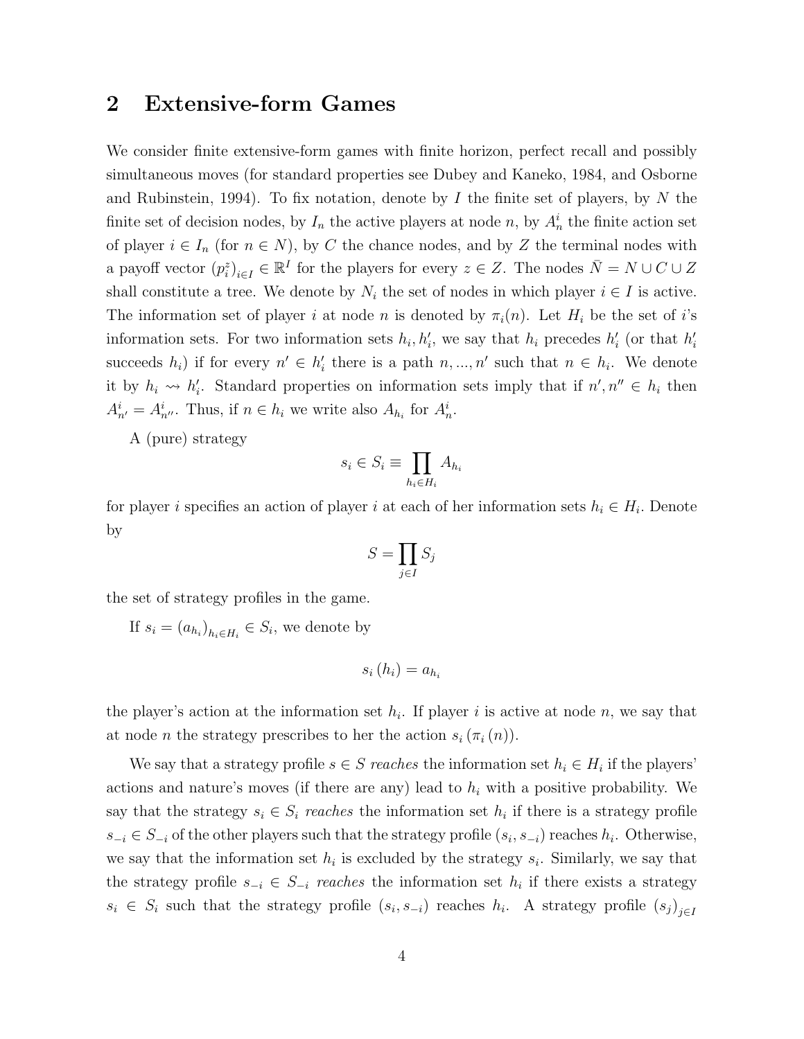## 2 Extensive-form Games

We consider finite extensive-form games with finite horizon, perfect recall and possibly simultaneous moves (for standard properties see Dubey and Kaneko, 1984, and Osborne and Rubinstein, 1994). To fix notation, denote by $I$ the finite set of players, by $N$ the finite set of decision nodes, by $I_n$ the active players at node $n$, by $A_n^i$ the finite action set of player $i \in I_n$ (for $n \in N$), by $C$ the chance nodes, and by $Z$ the terminal nodes with a payoff vector $(p_i^z)_{i \in I} \in \mathbb{R}^I$ for the players for every $z \in Z$. The nodes $\bar{N} = N \cup C \cup Z$ shall constitute a tree. We denote by $N_i$ the set of nodes in which player $i \in I$ is active. The information set of player $i$ at node $n$ is denoted by $\pi_i(n)$. Let $H_i$ be the set of $i$'s information sets. For two information sets $h_i, h_i'$, we say that $h_i$ precedes $h_i'$ (or that $h_i'$ succeeds $h_i$) if for every $n' \in h_i'$ there is a path $n, ..., n'$ such that $n \in h_i$. We denote it by $h_i \rightsquigarrow h_i'$. Standard properties on information sets imply that if $n', n'' \in h_i$ then $A_{n'}^i = A_{n''}^i$. Thus, if $n \in h_i$ we write also $A_{h_i}$ for $A_n^i$.

A (pure) strategy

$$s_i \in S_i \equiv \prod_{h_i \in H_i} A_{h_i}$$

for player $i$ specifies an action of player $i$ at each of her information sets $h_i \in H_i$. Denote by

$$S = \prod_{j \in I} S_j$$

the set of strategy profiles in the game.

If $s_i = (a_{h_i})_{h_i \in H_i} \in S_i$, we denote by

$$s_i(h_i) = a_{h_i}$$

the player's action at the information set $h_i$. If player $i$ is active at node $n$, we say that at node $n$ the strategy prescribes to her the action $s_i(\pi_i(n))$.

We say that a strategy profile $s \in S$ *reaches* the information set $h_i \in H_i$ if the players' actions and nature's moves (if there are any) lead to $h_i$ with a positive probability. We say that the strategy $s_i \in S_i$ *reaches* the information set $h_i$ if there is a strategy profile $s_{-i} \in S_{-i}$ of the other players such that the strategy profile $(s_i, s_{-i})$ reaches $h_i$. Otherwise, we say that the information set $h_i$ is excluded by the strategy $s_i$. Similarly, we say that the strategy profile $s_{-i} \in S_{-i}$ *reaches* the information set $h_i$ if there exists a strategy $s_i \in S_i$ such that the strategy profile $(s_i, s_{-i})$ reaches $h_i$. A strategy profile $(s_j)_{j \in I}$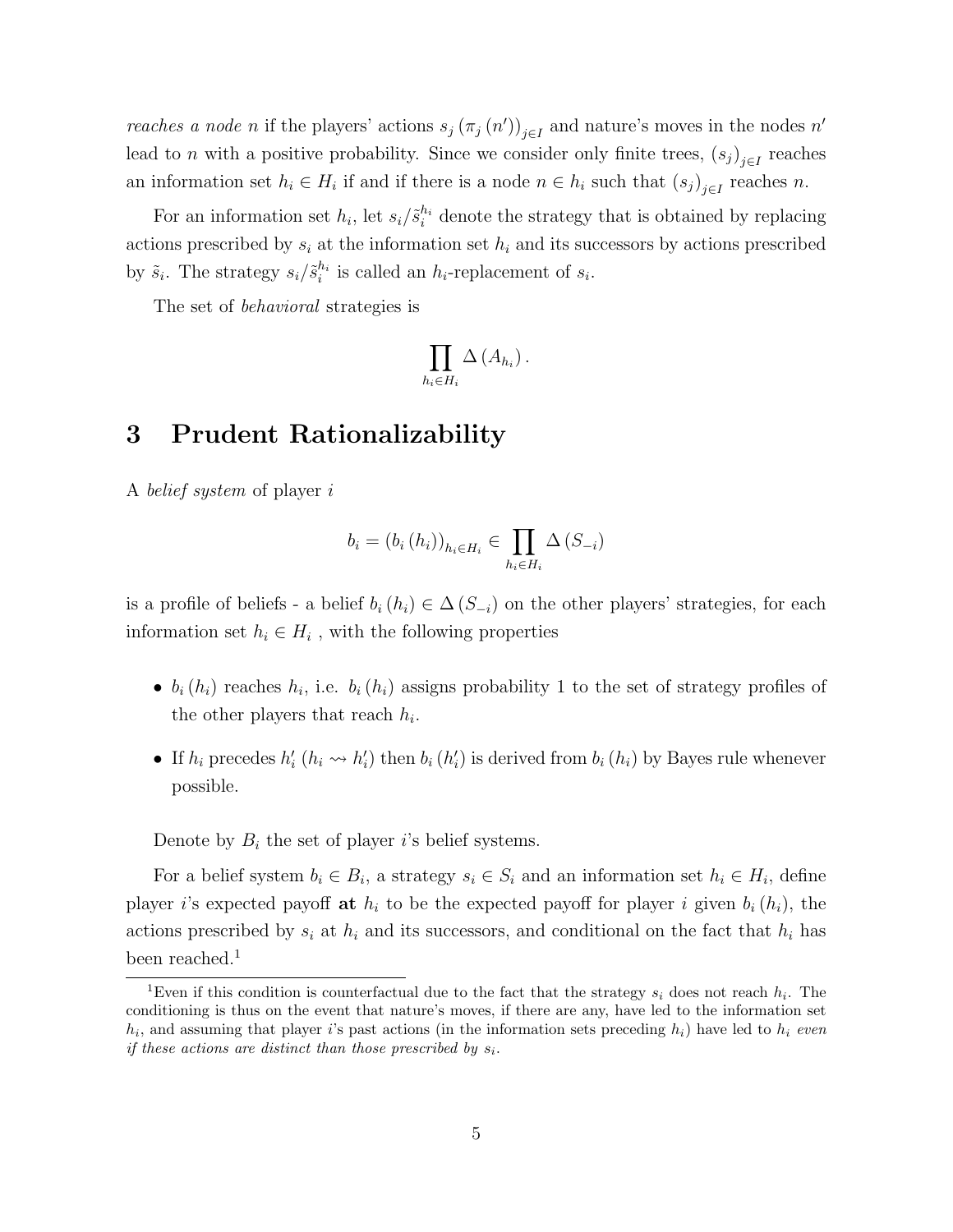*reaches a node* $n$ if the players' actions $s_j\left(\pi_j\left(n'\right)\right)_{j\in I}$ and nature's moves in the nodes $n'$ lead to $n$ with a positive probability. Since we consider only finite trees, $\left(s_j\right)_{j\in I}$ reaches an information set $h_i \in H_i$ if and if there is a node $n \in h_i$ such that $\left(s_j\right)_{j\in I}$ reaches $n$.

For an information set $h_i$, let $s_i/\tilde{s}_i^{h_i}$ denote the strategy that is obtained by replacing actions prescribed by $s_i$ at the information set $h_i$ and its successors by actions prescribed by $\tilde{s}_i$. The strategy $s_i/\tilde{s}_i^{h_i}$ is called an $h_i$-replacement of $s_i$.

The set of *behavioral* strategies is

$$\prod_{h_i \in H_i} \Delta\left(A_{h_i}\right).$$

# 3 Prudent Rationalizability

A *belief system* of player $i$

$$b_i = \left(b_i\left(h_i\right)\right)_{h_i \in H_i} \in \prod_{h_i \in H_i} \Delta\left(S_{-i}\right)$$

is a profile of beliefs - a belief $b_i\left(h_i\right) \in \Delta\left(S_{-i}\right)$ on the other players' strategies, for each information set $h_i \in H_i$ , with the following properties

- $b_i\left(h_i\right)$ reaches $h_i$, i.e. $b_i\left(h_i\right)$ assigns probability 1 to the set of strategy profiles of the other players that reach $h_i$.
- If $h_i$ precedes $h_i'$ ($h_i \rightsquigarrow h_i'$) then $b_i\left(h_i'\right)$ is derived from $b_i\left(h_i\right)$ by Bayes rule whenever possible.

Denote by $B_i$ the set of player $i$'s belief systems.

For a belief system $b_i \in B_i$, a strategy $s_i \in S_i$ and an information set $h_i \in H_i$, define player $i$'s expected payoff **at** $h_i$ to be the expected payoff for player $i$ given $b_i\left(h_i\right)$, the actions prescribed by $s_i$ at $h_i$ and its successors, and conditional on the fact that $h_i$ has been reached.[1]

[1] Even if this condition is counterfactual due to the fact that the strategy $s_i$ does not reach $h_i$. The conditioning is thus on the event that nature's moves, if there are any, have led to the information set $h_i$, and assuming that player $i$'s past actions (in the information sets preceding $h_i$) have led to $h_i$ *even if these actions are distinct than those prescribed by* $s_i$.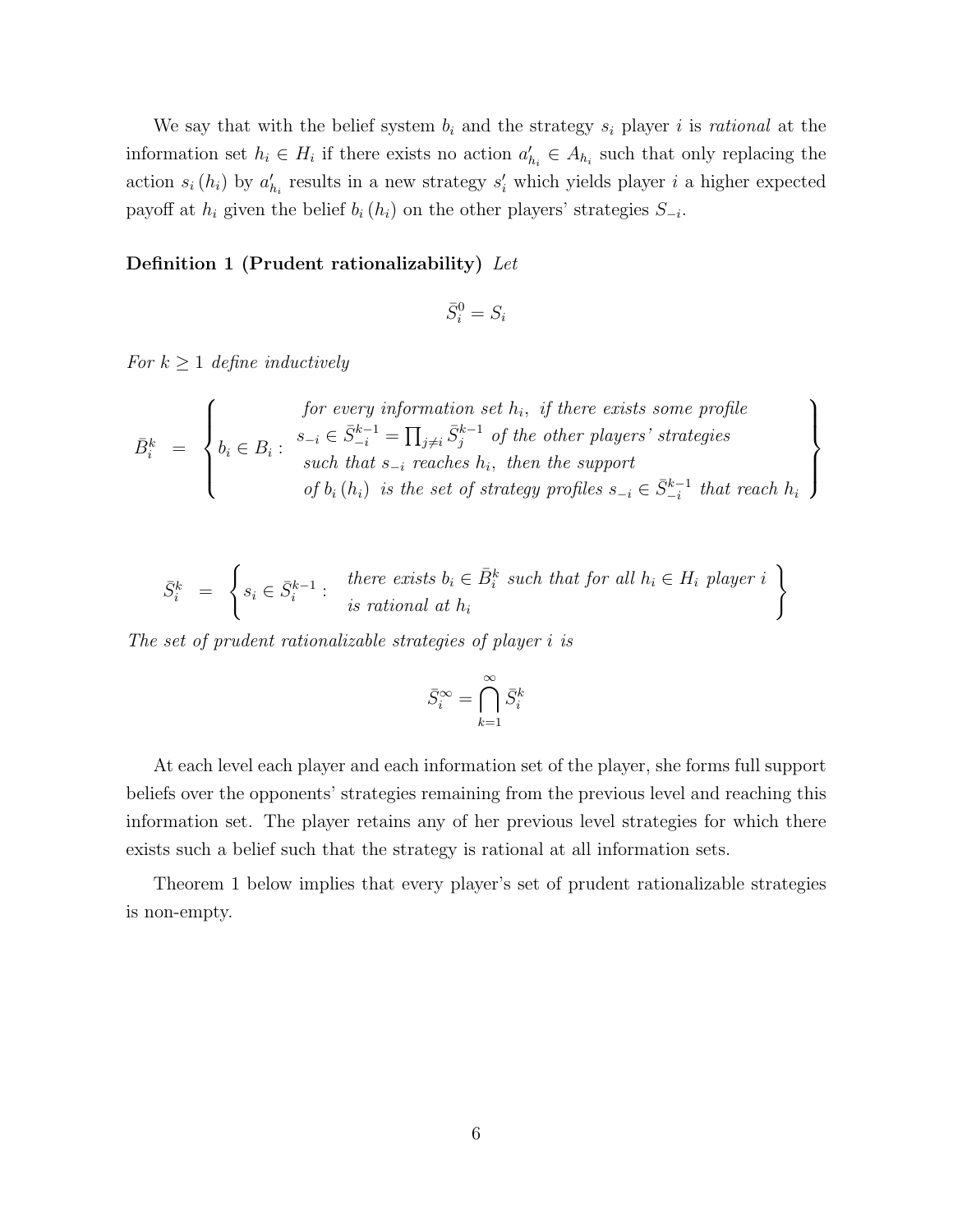We say that with the belief system $b_i$ and the strategy $s_i$ player $i$ is *rational* at the information set $h_i \in H_i$ if there exists no action $a'_{h_i} \in A_{h_i}$ such that only replacing the action $s_i(h_i)$ by $a'_{h_i}$ results in a new strategy $s'_i$ which yields player $i$ a higher expected payoff at $h_i$ given the belief $b_i(h_i)$ on the other players' strategies $S_{-i}$.

**Definition 1 (Prudent rationalizability)** *Let*

$$\bar{S}_i^0 = S_i$$

*For $k \geq 1$ define inductively*

$$\bar{B}_i^k = \left\{ b_i \in B_i : \begin{array}{l} \text{for every information set } h_i, \text{ if there exists some profile} \\ s_{-i} \in \bar{S}_{-i}^{k-1} = \prod_{j \neq i} \bar{S}_j^{k-1} \text{ of the other players' strategies} \\ \text{such that } s_{-i} \text{ reaches } h_i, \text{ then the support} \\ \text{of } b_i(h_i) \text{ is the set of strategy profiles } s_{-i} \in \bar{S}_{-i}^{k-1} \text{ that reach } h_i \end{array} \right\}$$

$$\bar{S}_i^k = \left\{ s_i \in \bar{S}_i^{k-1} : \begin{array}{l} \text{there exists } b_i \in \bar{B}_i^k \text{ such that for all } h_i \in H_i \text{ player } i \\ \text{is rational at } h_i \end{array} \right\}$$

*The set of prudent rationalizable strategies of player $i$ is*

$$\bar{S}_i^\infty = \bigcap_{k=1}^{\infty} \bar{S}_i^k$$

At each level each player and each information set of the player, she forms full support beliefs over the opponents' strategies remaining from the previous level and reaching this information set. The player retains any of her previous level strategies for which there exists such a belief such that the strategy is rational at all information sets.

Theorem 1 below implies that every player's set of prudent rationalizable strategies is non-empty.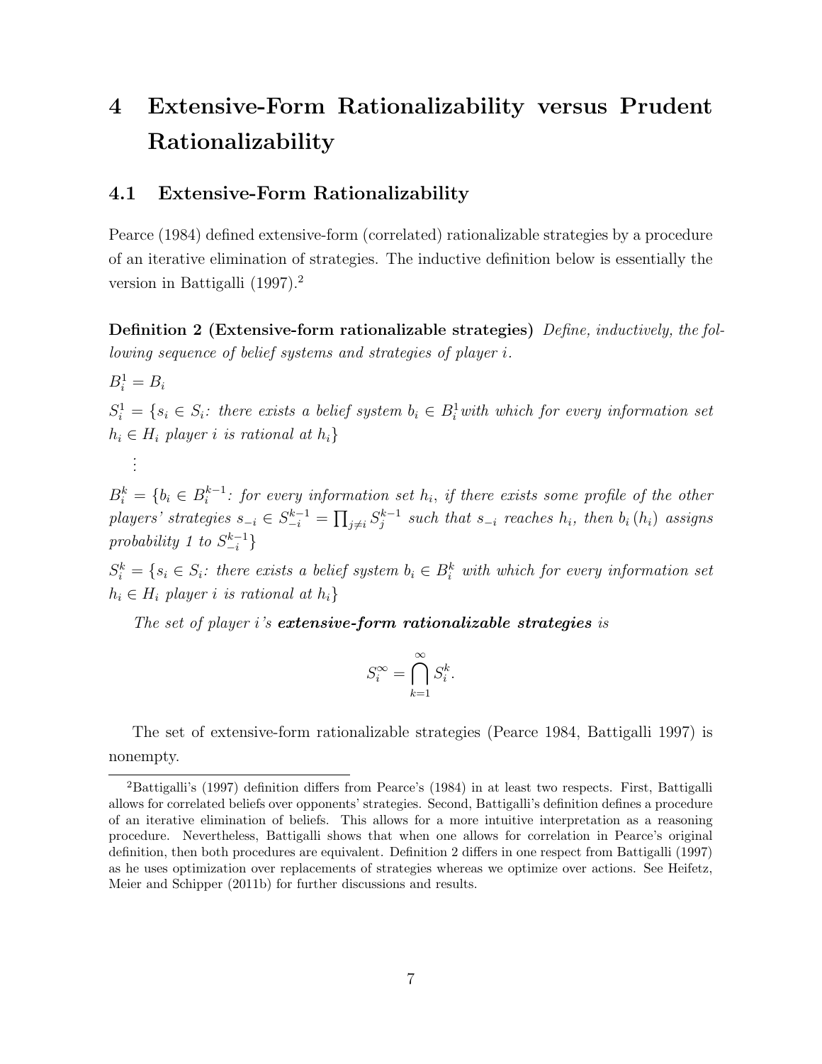# 4 Extensive-Form Rationalizability versus Prudent Rationalizability

## 4.1 Extensive-Form Rationalizability

Pearce (1984) defined extensive-form (correlated) rationalizable strategies by a procedure of an iterative elimination of strategies. The inductive definition below is essentially the version in Battigalli (1997).[2]

**Definition 2 (Extensive-form rationalizable strategies)** *Define, inductively, the following sequence of belief systems and strategies of player $i$.*

$B_i^1 = B_i$

$S_i^1 = \{s_i \in S_i$*: there exists a belief system* $b_i \in B_i^1$ *with which for every information set* $h_i \in H_i$ *player* $i$ *is rational at* $h_i\}$

$\vdots$

$B_i^k = \{b_i \in B_i^{k-1}$*: for every information set* $h_i$*, if there exists some profile of the other players' strategies* $s_{-i} \in S_{-i}^{k-1} = \prod_{j \neq i} S_j^{k-1}$ *such that* $s_{-i}$ *reaches* $h_i$*, then* $b_i(h_i)$ *assigns probability 1 to* $S_{-i}^{k-1}\}$

$S_i^k = \{s_i \in S_i$*: there exists a belief system* $b_i \in B_i^k$ *with which for every information set* $h_i \in H_i$ *player* $i$ *is rational at* $h_i\}$

*The set of player* $i$*'s* ***extensive-form rationalizable strategies*** *is*

$$S_i^\infty = \bigcap_{k=1}^{\infty} S_i^k.$$

The set of extensive-form rationalizable strategies (Pearce 1984, Battigalli 1997) is nonempty.

---

[2] Battigalli's (1997) definition differs from Pearce's (1984) in at least two respects. First, Battigalli allows for correlated beliefs over opponents' strategies. Second, Battigalli's definition defines a procedure of an iterative elimination of beliefs. This allows for a more intuitive interpretation as a reasoning procedure. Nevertheless, Battigalli shows that when one allows for correlation in Pearce's original definition, then both procedures are equivalent. Definition 2 differs in one respect from Battigalli (1997) as he uses optimization over replacements of strategies whereas we optimize over actions. See Heifetz, Meier and Schipper (2011b) for further discussions and results.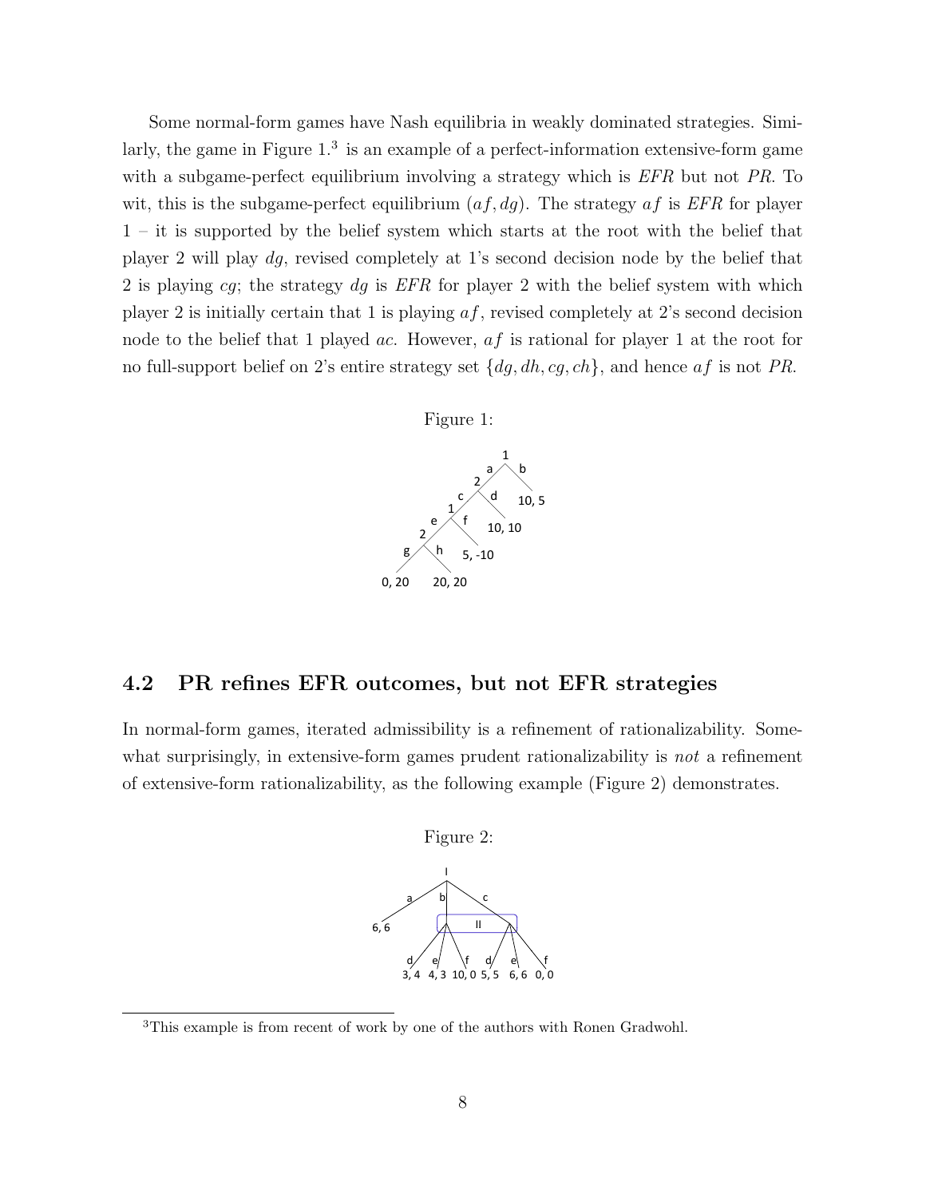Some normal-form games have Nash equilibria in weakly dominated strategies. Similarly, the game in Figure 1.[3] is an example of a perfect-information extensive-form game with a subgame-perfect equilibrium involving a strategy which is *EFR* but not *PR*. To wit, this is the subgame-perfect equilibrium $(af, dg)$. The strategy $af$ is *EFR* for player 1 – it is supported by the belief system which starts at the root with the belief that player 2 will play $dg$, revised completely at 1's second decision node by the belief that 2 is playing $cg$; the strategy $dg$ is *EFR* for player 2 with the belief system with which player 2 is initially certain that 1 is playing $af$, revised completely at 2's second decision node to the belief that 1 played $ac$. However, $af$ is rational for player 1 at the root for no full-support belief on 2's entire strategy set $\{dg, dh, cg, ch\}$, and hence $af$ is not *PR*.

Figure 1:

## 4.2 PR refines EFR outcomes, but not EFR strategies

In normal-form games, iterated admissibility is a refinement of rationalizability. Somewhat surprisingly, in extensive-form games prudent rationalizability is *not* a refinement of extensive-form rationalizability, as the following example (Figure 2) demonstrates.

Figure 2:

[3] This example is from recent of work by one of the authors with Ronen Gradwohl.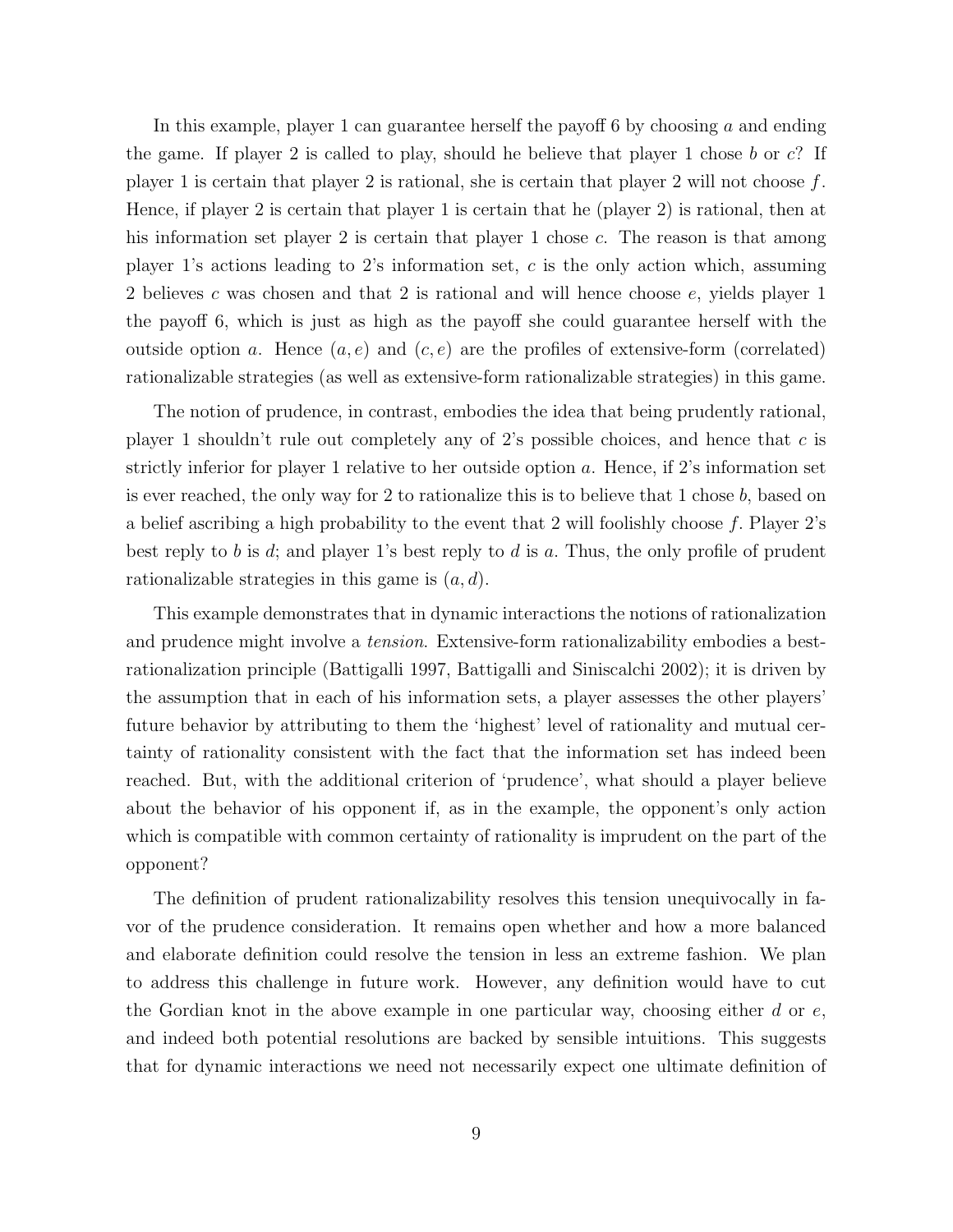In this example, player 1 can guarantee herself the payoff 6 by choosing $a$ and ending the game. If player 2 is called to play, should he believe that player 1 chose $b$ or $c$? If player 1 is certain that player 2 is rational, she is certain that player 2 will not choose $f$. Hence, if player 2 is certain that player 1 is certain that he (player 2) is rational, then at his information set player 2 is certain that player 1 chose $c$. The reason is that among player 1's actions leading to 2's information set, $c$ is the only action which, assuming 2 believes $c$ was chosen and that 2 is rational and will hence choose $e$, yields player 1 the payoff 6, which is just as high as the payoff she could guarantee herself with the outside option $a$. Hence $(a, e)$ and $(c, e)$ are the profiles of extensive-form (correlated) rationalizable strategies (as well as extensive-form rationalizable strategies) in this game.

The notion of prudence, in contrast, embodies the idea that being prudently rational, player 1 shouldn't rule out completely any of 2's possible choices, and hence that $c$ is strictly inferior for player 1 relative to her outside option $a$. Hence, if 2's information set is ever reached, the only way for 2 to rationalize this is to believe that 1 chose $b$, based on a belief ascribing a high probability to the event that 2 will foolishly choose $f$. Player 2's best reply to $b$ is $d$; and player 1's best reply to $d$ is $a$. Thus, the only profile of prudent rationalizable strategies in this game is $(a, d)$.

This example demonstrates that in dynamic interactions the notions of rationalization and prudence might involve a *tension*. Extensive-form rationalizability embodies a best-rationalization principle (Battigalli 1997, Battigalli and Siniscalchi 2002); it is driven by the assumption that in each of his information sets, a player assesses the other players' future behavior by attributing to them the 'highest' level of rationality and mutual certainty of rationality consistent with the fact that the information set has indeed been reached. But, with the additional criterion of 'prudence', what should a player believe about the behavior of his opponent if, as in the example, the opponent's only action which is compatible with common certainty of rationality is imprudent on the part of the opponent?

The definition of prudent rationalizability resolves this tension unequivocally in favor of the prudence consideration. It remains open whether and how a more balanced and elaborate definition could resolve the tension in less an extreme fashion. We plan to address this challenge in future work. However, any definition would have to cut the Gordian knot in the above example in one particular way, choosing either $d$ or $e$, and indeed both potential resolutions are backed by sensible intuitions. This suggests that for dynamic interactions we need not necessarily expect one ultimate definition of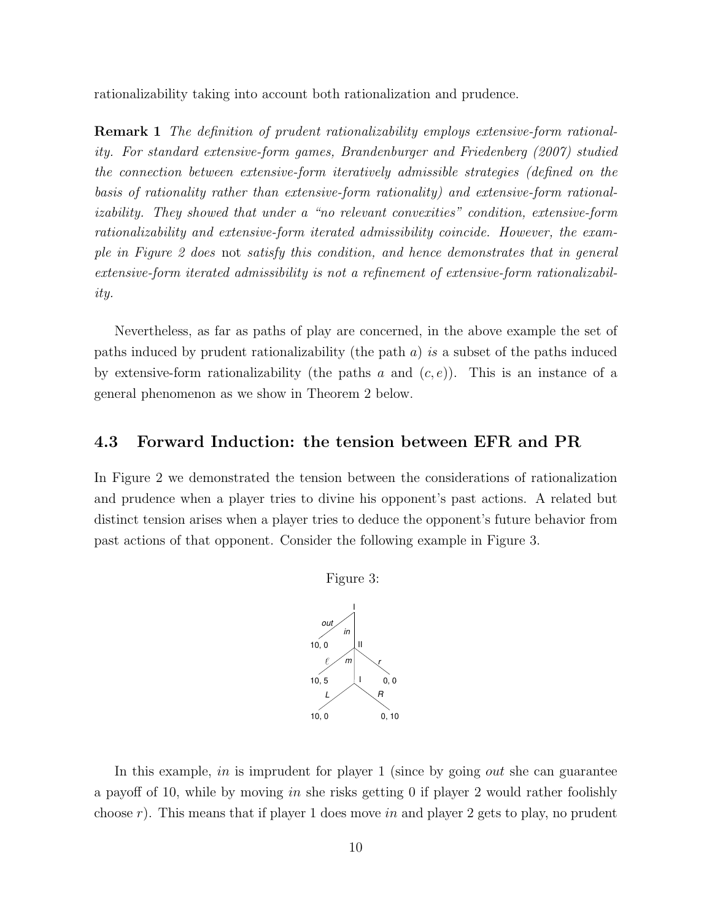rationalizability taking into account both rationalization and prudence.

**Remark 1** *The definition of prudent rationalizability employs extensive-form rationality. For standard extensive-form games, Brandenburger and Friedenberg (2007) studied the connection between extensive-form iteratively admissible strategies (defined on the basis of rationality rather than extensive-form rationality) and extensive-form rationalizability. They showed that under a "no relevant convexities" condition, extensive-form rationalizability and extensive-form iterated admissibility coincide. However, the example in Figure 2 does* not *satisfy this condition, and hence demonstrates that in general extensive-form iterated admissibility is not a refinement of extensive-form rationalizability.*

Nevertheless, as far as paths of play are concerned, in the above example the set of paths induced by prudent rationalizability (the path $a$) *is* a subset of the paths induced by extensive-form rationalizability (the paths $a$ and $(c, e)$). This is an instance of a general phenomenon as we show in Theorem 2 below.

## 4.3 Forward Induction: the tension between EFR and PR

In Figure 2 we demonstrated the tension between the considerations of rationalization and prudence when a player tries to divine his opponent's past actions. A related but distinct tension arises when a player tries to deduce the opponent's future behavior from past actions of that opponent. Consider the following example in Figure 3.

Figure 3:

In this example, *in* is imprudent for player 1 (since by going *out* she can guarantee a payoff of 10, while by moving *in* she risks getting 0 if player 2 would rather foolishly choose $r$). This means that if player 1 does move *in* and player 2 gets to play, no prudent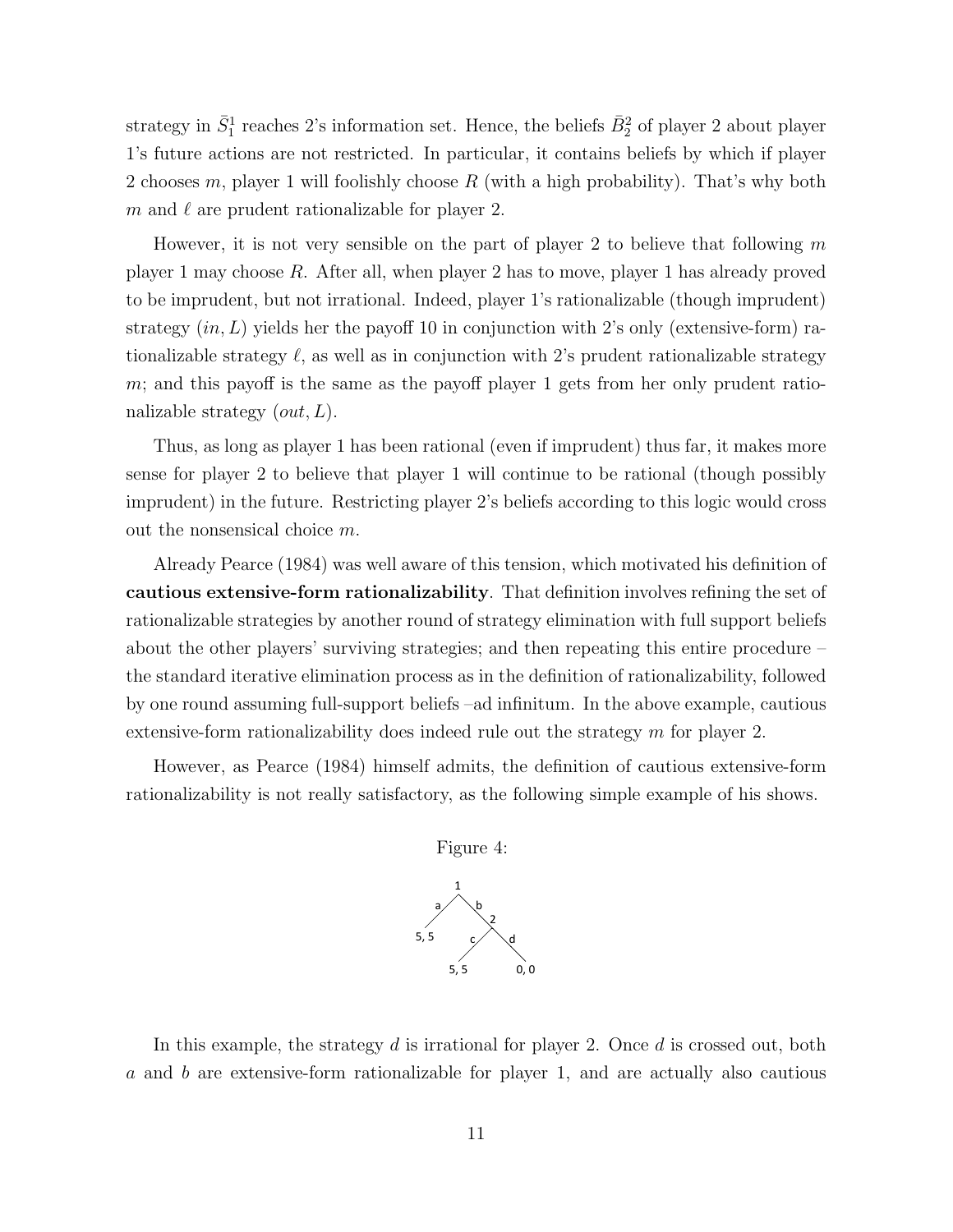strategy in $\bar{S}_1^1$ reaches 2's information set. Hence, the beliefs $\bar{B}_2^2$ of player 2 about player 1's future actions are not restricted. In particular, it contains beliefs by which if player 2 chooses $m$, player 1 will foolishly choose $R$ (with a high probability). That's why both $m$ and $\ell$ are prudent rationalizable for player 2.

However, it is not very sensible on the part of player 2 to believe that following $m$ player 1 may choose $R$. After all, when player 2 has to move, player 1 has already proved to be imprudent, but not irrational. Indeed, player 1's rationalizable (though imprudent) strategy $(in, L)$ yields her the payoff 10 in conjunction with 2's only (extensive-form) rationalizable strategy $\ell$, as well as in conjunction with 2's prudent rationalizable strategy $m$; and this payoff is the same as the payoff player 1 gets from her only prudent rationalizable strategy $(out, L)$.

Thus, as long as player 1 has been rational (even if imprudent) thus far, it makes more sense for player 2 to believe that player 1 will continue to be rational (though possibly imprudent) in the future. Restricting player 2's beliefs according to this logic would cross out the nonsensical choice $m$.

Already Pearce (1984) was well aware of this tension, which motivated his definition of **cautious extensive-form rationalizability**. That definition involves refining the set of rationalizable strategies by another round of strategy elimination with full support beliefs about the other players' surviving strategies; and then repeating this entire procedure – the standard iterative elimination process as in the definition of rationalizability, followed by one round assuming full-support beliefs –ad infinitum. In the above example, cautious extensive-form rationalizability does indeed rule out the strategy $m$ for player 2.

However, as Pearce (1984) himself admits, the definition of cautious extensive-form rationalizability is not really satisfactory, as the following simple example of his shows.

Figure 4:

In this example, the strategy $d$ is irrational for player 2. Once $d$ is crossed out, both $a$ and $b$ are extensive-form rationalizable for player 1, and are actually also cautious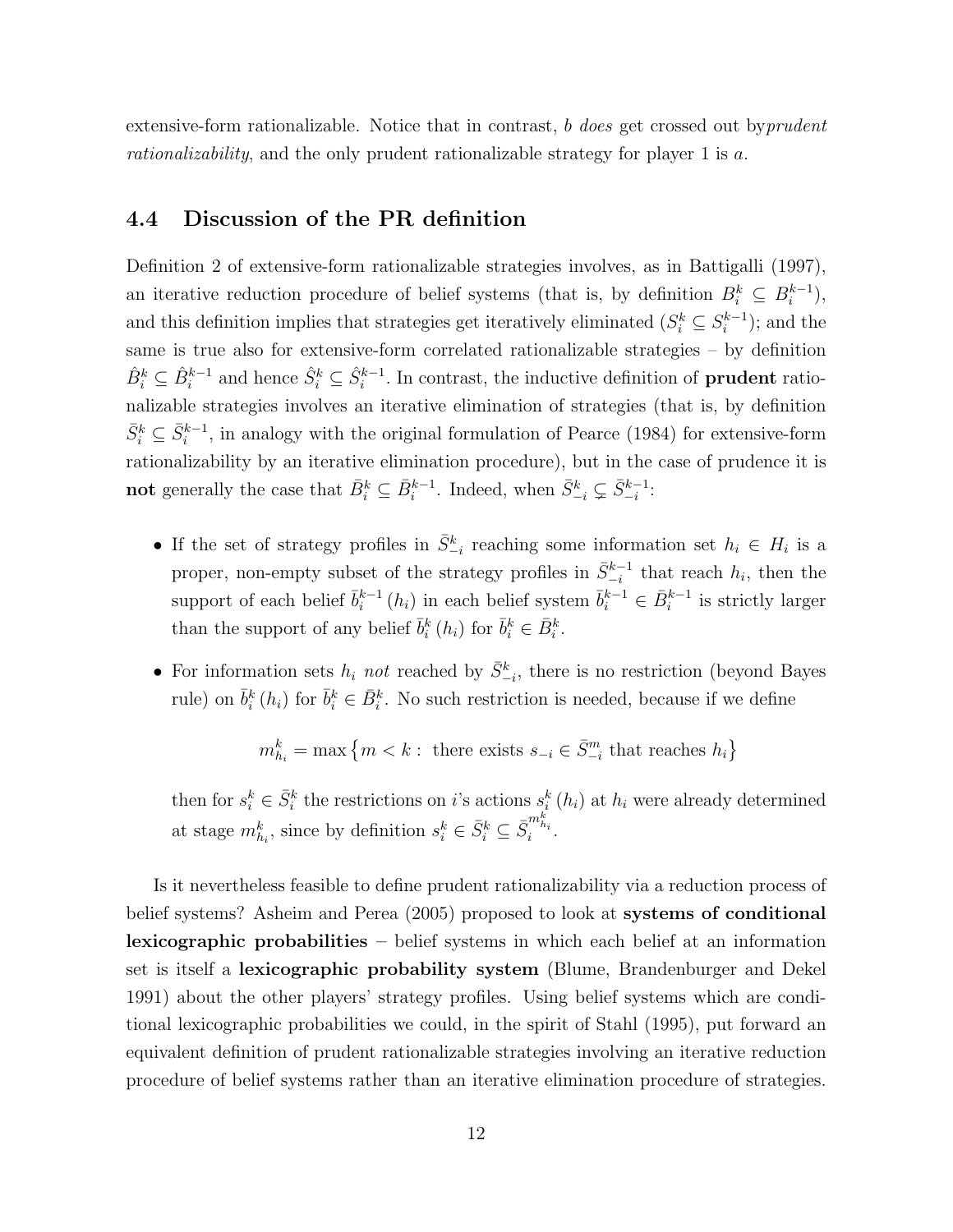extensive-form rationalizable. Notice that in contrast, $b$ *does* get crossed out by*prudent rationalizability*, and the only prudent rationalizable strategy for player 1 is $a$.

### 4.4 Discussion of the PR definition

Definition 2 of extensive-form rationalizable strategies involves, as in Battigalli (1997), an iterative reduction procedure of belief systems (that is, by definition $B_i^k \subseteq B_i^{k-1}$), and this definition implies that strategies get iteratively eliminated ($S_i^k \subseteq S_i^{k-1}$); and the same is true also for extensive-form correlated rationalizable strategies – by definition $\hat{B}_i^k \subseteq \hat{B}_i^{k-1}$ and hence $\hat{S}_i^k \subseteq \hat{S}_i^{k-1}$. In contrast, the inductive definition of **prudent** rationalizable strategies involves an iterative elimination of strategies (that is, by definition $\bar{S}_i^k \subseteq \bar{S}_i^{k-1}$, in analogy with the original formulation of Pearce (1984) for extensive-form rationalizability by an iterative elimination procedure), but in the case of prudence it is **not** generally the case that $\bar{B}_i^k \subseteq \bar{B}_i^{k-1}$. Indeed, when $\bar{S}_{-i}^k \subsetneq \bar{S}_{-i}^{k-1}$:

- If the set of strategy profiles in $\bar{S}_{-i}^k$ reaching some information set $h_i \in H_i$ is a proper, non-empty subset of the strategy profiles in $\bar{S}_{-i}^{k-1}$ that reach $h_i$, then the support of each belief $\bar{b}_i^{k-1}(h_i)$ in each belief system $\bar{b}_i^{k-1} \in \bar{B}_i^{k-1}$ is strictly larger than the support of any belief $\bar{b}_i^k(h_i)$ for $\bar{b}_i^k \in \bar{B}_i^k$.
- For information sets $h_i$ *not* reached by $\bar{S}_{-i}^k$, there is no restriction (beyond Bayes rule) on $\bar{b}_i^k(h_i)$ for $\bar{b}_i^k \in \bar{B}_i^k$. No such restriction is needed, because if we define

$$m_{h_i}^k = \max\left\{m < k : \text{ there exists } s_{-i} \in \bar{S}_{-i}^m \text{ that reaches } h_i\right\}$$

then for $s_i^k \in \bar{S}_i^k$ the restrictions on $i$'s actions $s_i^k(h_i)$ at $h_i$ were already determined at stage $m_{h_i}^k$, since by definition $s_i^k \in \bar{S}_i^k \subseteq \bar{S}_i^{m_{h_i}^k}$.

Is it nevertheless feasible to define prudent rationalizability via a reduction process of belief systems? Asheim and Perea (2005) proposed to look at **systems of conditional lexicographic probabilities** – belief systems in which each belief at an information set is itself a **lexicographic probability system** (Blume, Brandenburger and Dekel 1991) about the other players' strategy profiles. Using belief systems which are conditional lexicographic probabilities we could, in the spirit of Stahl (1995), put forward an equivalent definition of prudent rationalizable strategies involving an iterative reduction procedure of belief systems rather than an iterative elimination procedure of strategies.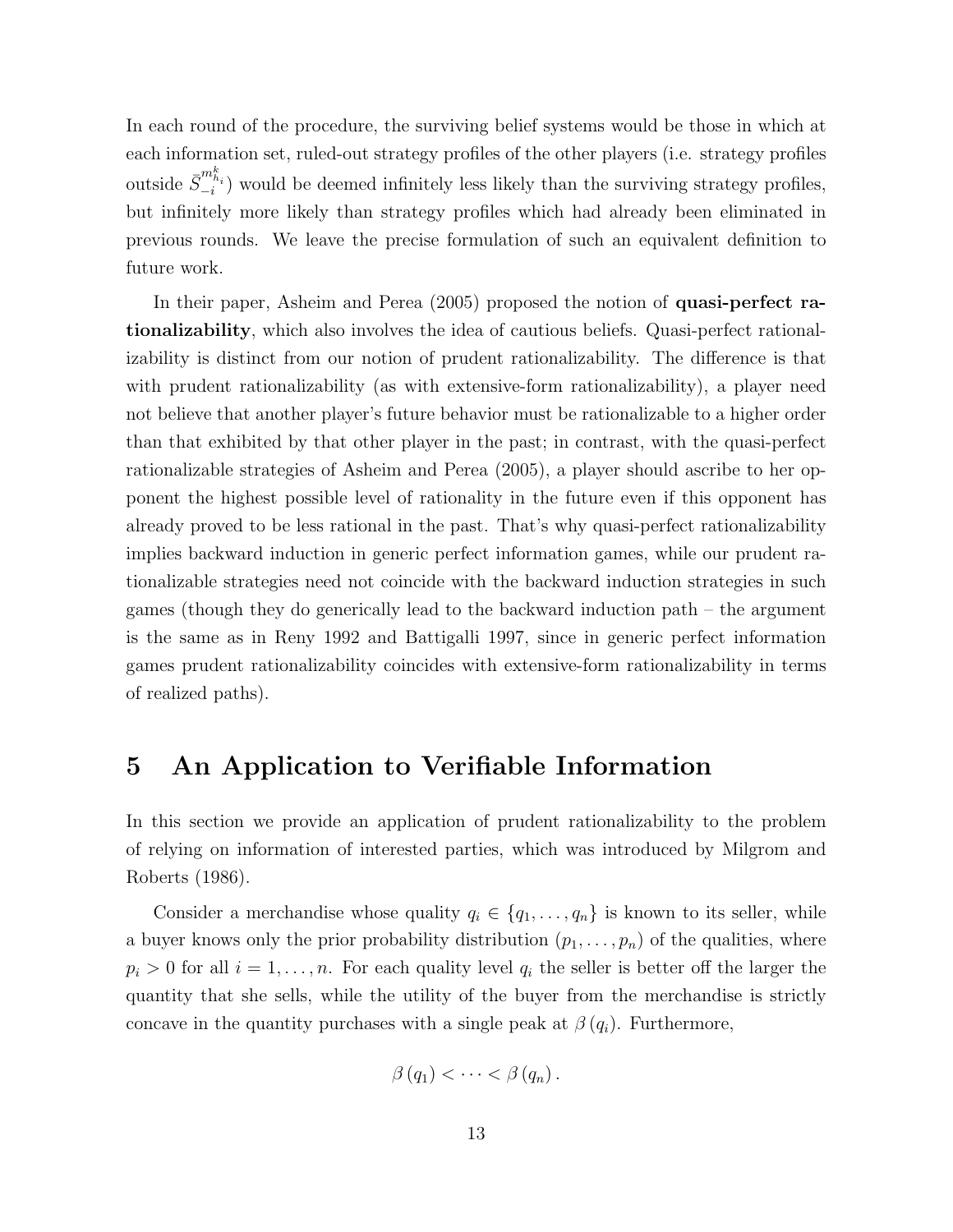In each round of the procedure, the surviving belief systems would be those in which at each information set, ruled-out strategy profiles of the other players (i.e. strategy profiles outside $\bar{S}_{-i}^{m_{h_i}^k}$) would be deemed infinitely less likely than the surviving strategy profiles, but infinitely more likely than strategy profiles which had already been eliminated in previous rounds. We leave the precise formulation of such an equivalent definition to future work.

In their paper, Asheim and Perea (2005) proposed the notion of **quasi-perfect rationalizability**, which also involves the idea of cautious beliefs. Quasi-perfect rationalizability is distinct from our notion of prudent rationalizability. The difference is that with prudent rationalizability (as with extensive-form rationalizability), a player need not believe that another player's future behavior must be rationalizable to a higher order than that exhibited by that other player in the past; in contrast, with the quasi-perfect rationalizable strategies of Asheim and Perea (2005), a player should ascribe to her opponent the highest possible level of rationality in the future even if this opponent has already proved to be less rational in the past. That's why quasi-perfect rationalizability implies backward induction in generic perfect information games, while our prudent rationalizable strategies need not coincide with the backward induction strategies in such games (though they do generically lead to the backward induction path – the argument is the same as in Reny 1992 and Battigalli 1997, since in generic perfect information games prudent rationalizability coincides with extensive-form rationalizability in terms of realized paths).

# 5 An Application to Verifiable Information

In this section we provide an application of prudent rationalizability to the problem of relying on information of interested parties, which was introduced by Milgrom and Roberts (1986).

Consider a merchandise whose quality $q_i \in \{q_1, \ldots, q_n\}$ is known to its seller, while a buyer knows only the prior probability distribution $(p_1, \ldots, p_n)$ of the qualities, where $p_i > 0$ for all $i = 1, \ldots, n$. For each quality level $q_i$ the seller is better off the larger the quantity that she sells, while the utility of the buyer from the merchandise is strictly concave in the quantity purchases with a single peak at $\beta(q_i)$. Furthermore,

$$\beta(q_1) < \cdots < \beta(q_n).$$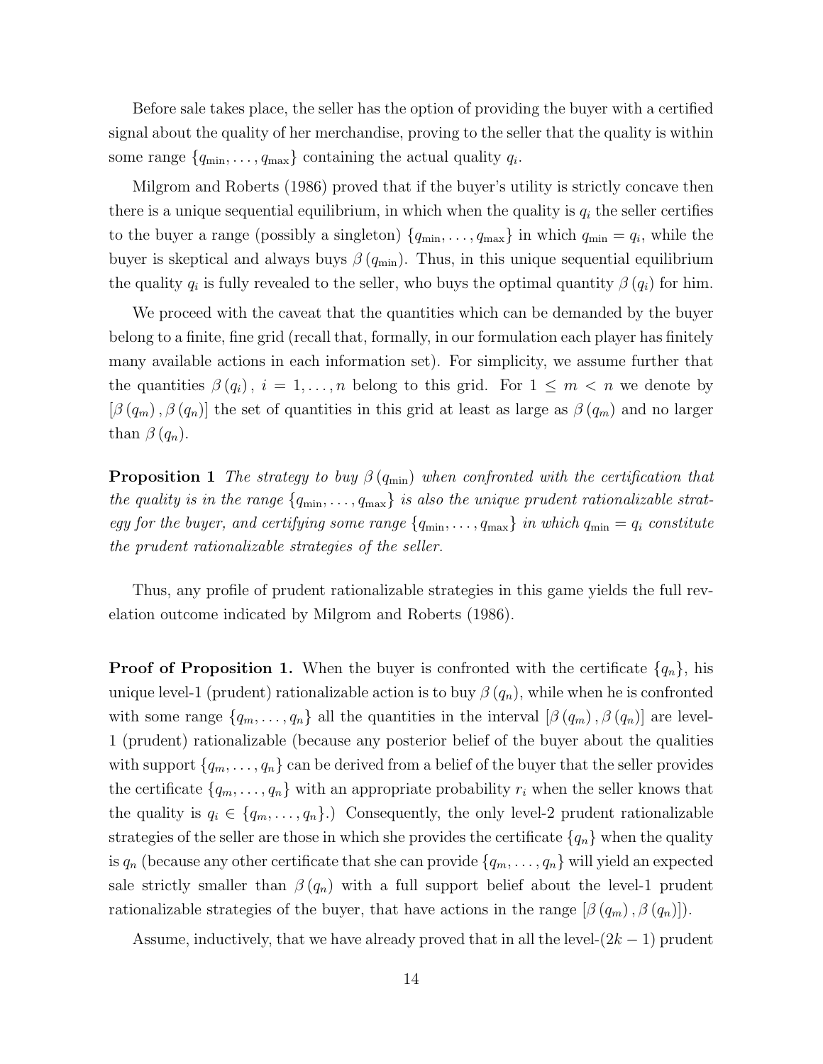Before sale takes place, the seller has the option of providing the buyer with a certified signal about the quality of her merchandise, proving to the seller that the quality is within some range $\{q_{\min}, \ldots, q_{\max}\}$ containing the actual quality $q_i$.

Milgrom and Roberts (1986) proved that if the buyer's utility is strictly concave then there is a unique sequential equilibrium, in which when the quality is $q_i$ the seller certifies to the buyer a range (possibly a singleton) $\{q_{\min}, \ldots, q_{\max}\}$ in which $q_{\min} = q_i$, while the buyer is skeptical and always buys $\beta(q_{\min})$. Thus, in this unique sequential equilibrium the quality $q_i$ is fully revealed to the seller, who buys the optimal quantity $\beta(q_i)$ for him.

We proceed with the caveat that the quantities which can be demanded by the buyer belong to a finite, fine grid (recall that, formally, in our formulation each player has finitely many available actions in each information set). For simplicity, we assume further that the quantities $\beta(q_i)$, $i = 1, \ldots, n$ belong to this grid. For $1 \leq m < n$ we denote by $[\beta(q_m), \beta(q_n)]$ the set of quantities in this grid at least as large as $\beta(q_m)$ and no larger than $\beta(q_n)$.

**Proposition 1** *The strategy to buy $\beta(q_{\min})$ when confronted with the certification that the quality is in the range $\{q_{\min}, \ldots, q_{\max}\}$ is also the unique prudent rationalizable strategy for the buyer, and certifying some range $\{q_{\min}, \ldots, q_{\max}\}$ in which $q_{\min} = q_i$ constitute the prudent rationalizable strategies of the seller.*

Thus, any profile of prudent rationalizable strategies in this game yields the full revelation outcome indicated by Milgrom and Roberts (1986).

**Proof of Proposition 1.** When the buyer is confronted with the certificate $\{q_n\}$, his unique level-1 (prudent) rationalizable action is to buy $\beta(q_n)$, while when he is confronted with some range $\{q_m, \ldots, q_n\}$ all the quantities in the interval $[\beta(q_m), \beta(q_n)]$ are level-1 (prudent) rationalizable (because any posterior belief of the buyer about the qualities with support $\{q_m, \ldots, q_n\}$ can be derived from a belief of the buyer that the seller provides the certificate $\{q_m, \ldots, q_n\}$ with an appropriate probability $r_i$ when the seller knows that the quality is $q_i \in \{q_m, \ldots, q_n\}$.) Consequently, the only level-2 prudent rationalizable strategies of the seller are those in which she provides the certificate $\{q_n\}$ when the quality is $q_n$ (because any other certificate that she can provide $\{q_m, \ldots, q_n\}$ will yield an expected sale strictly smaller than $\beta(q_n)$ with a full support belief about the level-1 prudent rationalizable strategies of the buyer, that have actions in the range $[\beta(q_m), \beta(q_n)]$).

Assume, inductively, that we have already proved that in all the level-$(2k-1)$ prudent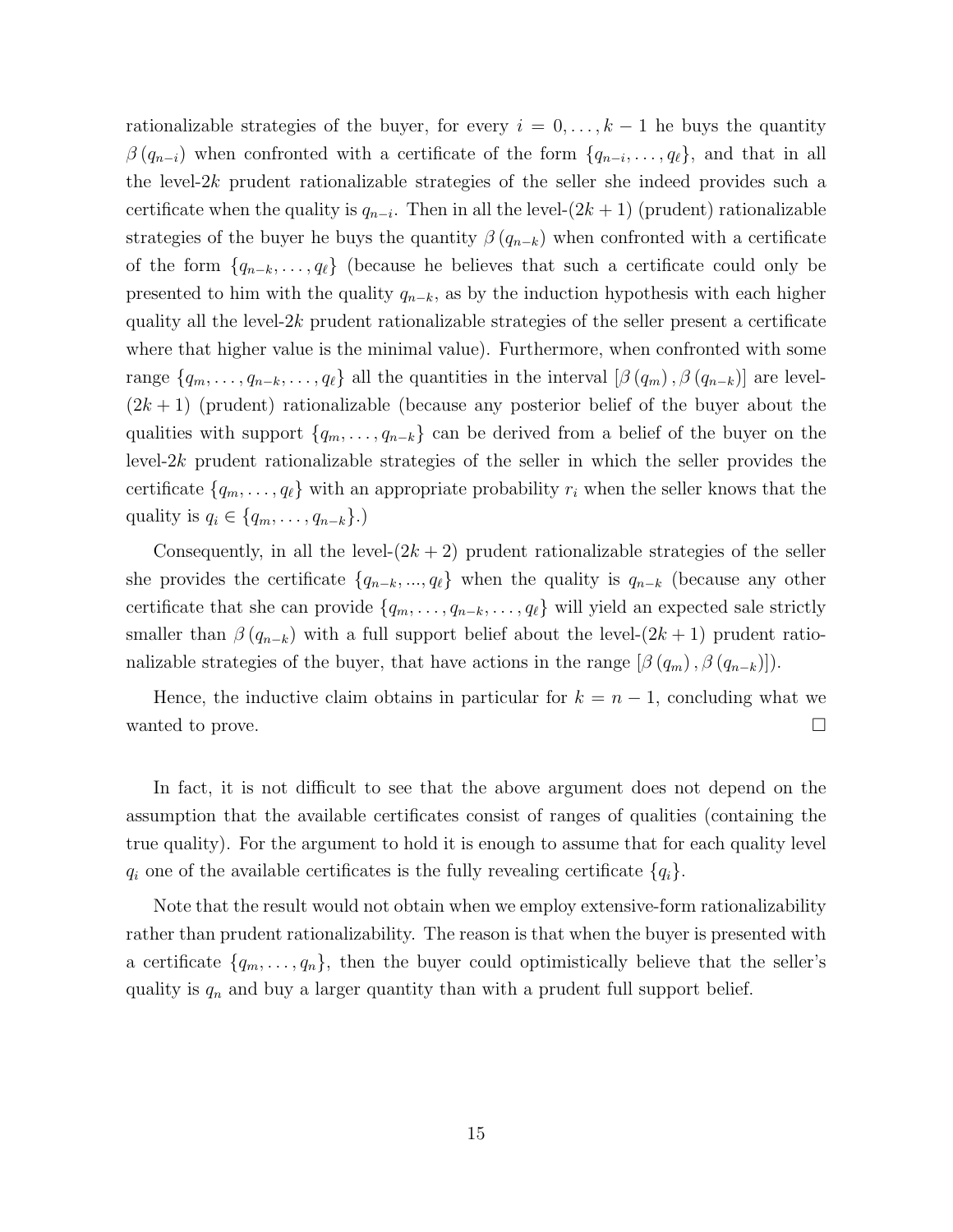rationalizable strategies of the buyer, for every $i = 0, \ldots, k-1$ he buys the quantity $\beta(q_{n-i})$ when confronted with a certificate of the form $\{q_{n-i}, \ldots, q_\ell\}$, and that in all the level-$2k$ prudent rationalizable strategies of the seller she indeed provides such a certificate when the quality is $q_{n-i}$. Then in all the level-$(2k+1)$ (prudent) rationalizable strategies of the buyer he buys the quantity $\beta(q_{n-k})$ when confronted with a certificate of the form $\{q_{n-k}, \ldots, q_\ell\}$ (because he believes that such a certificate could only be presented to him with the quality $q_{n-k}$, as by the induction hypothesis with each higher quality all the level-$2k$ prudent rationalizable strategies of the seller present a certificate where that higher value is the minimal value). Furthermore, when confronted with some range $\{q_m, \ldots, q_{n-k}, \ldots, q_\ell\}$ all the quantities in the interval $[\beta(q_m), \beta(q_{n-k})]$ are level-$(2k+1)$ (prudent) rationalizable (because any posterior belief of the buyer about the qualities with support $\{q_m, \ldots, q_{n-k}\}$ can be derived from a belief of the buyer on the level-$2k$ prudent rationalizable strategies of the seller in which the seller provides the certificate $\{q_m, \ldots, q_\ell\}$ with an appropriate probability $r_i$ when the seller knows that the quality is $q_i \in \{q_m, \ldots, q_{n-k}\}$.)

Consequently, in all the level-$(2k+2)$ prudent rationalizable strategies of the seller she provides the certificate $\{q_{n-k}, ..., q_\ell\}$ when the quality is $q_{n-k}$ (because any other certificate that she can provide $\{q_m, \ldots, q_{n-k}, \ldots, q_\ell\}$ will yield an expected sale strictly smaller than $\beta(q_{n-k})$ with a full support belief about the level-$(2k+1)$ prudent rationalizable strategies of the buyer, that have actions in the range $[\beta(q_m), \beta(q_{n-k})]$).

Hence, the inductive claim obtains in particular for $k = n-1$, concluding what we wanted to prove. □

In fact, it is not difficult to see that the above argument does not depend on the assumption that the available certificates consist of ranges of qualities (containing the true quality). For the argument to hold it is enough to assume that for each quality level $q_i$ one of the available certificates is the fully revealing certificate $\{q_i\}$.

Note that the result would not obtain when we employ extensive-form rationalizability rather than prudent rationalizability. The reason is that when the buyer is presented with a certificate $\{q_m, \ldots, q_n\}$, then the buyer could optimistically believe that the seller's quality is $q_n$ and buy a larger quantity than with a prudent full support belief.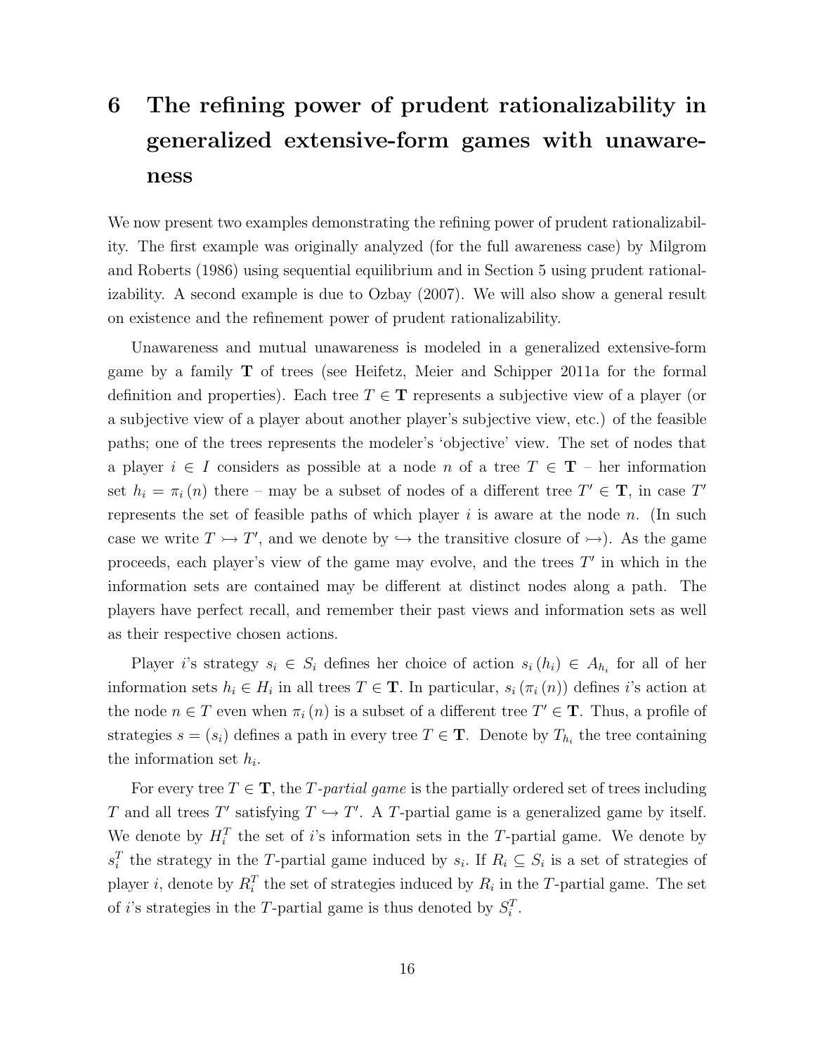# 6 The refining power of prudent rationalizability in generalized extensive-form games with unawareness

We now present two examples demonstrating the refining power of prudent rationalizability. The first example was originally analyzed (for the full awareness case) by Milgrom and Roberts (1986) using sequential equilibrium and in Section 5 using prudent rationalizability. A second example is due to Ozbay (2007). We will also show a general result on existence and the refinement power of prudent rationalizability.

Unawareness and mutual unawareness is modeled in a generalized extensive-form game by a family $\mathbf{T}$ of trees (see Heifetz, Meier and Schipper 2011a for the formal definition and properties). Each tree $T \in \mathbf{T}$ represents a subjective view of a player (or a subjective view of a player about another player's subjective view, etc.) of the feasible paths; one of the trees represents the modeler's 'objective' view. The set of nodes that a player $i \in I$ considers as possible at a node $n$ of a tree $T \in \mathbf{T}$ – her information set $h_i = \pi_i(n)$ there – may be a subset of nodes of a different tree $T' \in \mathbf{T}$, in case $T'$ represents the set of feasible paths of which player $i$ is aware at the node $n$. (In such case we write $T \rightarrowtail T'$, and we denote by $\hookrightarrow$ the transitive closure of $\rightarrowtail$). As the game proceeds, each player's view of the game may evolve, and the trees $T'$ in which in the information sets are contained may be different at distinct nodes along a path. The players have perfect recall, and remember their past views and information sets as well as their respective chosen actions.

Player $i$'s strategy $s_i \in S_i$ defines her choice of action $s_i(h_i) \in A_{h_i}$ for all of her information sets $h_i \in H_i$ in all trees $T \in \mathbf{T}$. In particular, $s_i(\pi_i(n))$ defines $i$'s action at the node $n \in T$ even when $\pi_i(n)$ is a subset of a different tree $T' \in \mathbf{T}$. Thus, a profile of strategies $s = (s_i)$ defines a path in every tree $T \in \mathbf{T}$. Denote by $T_{h_i}$ the tree containing the information set $h_i$.

For every tree $T \in \mathbf{T}$, the *$T$-partial game* is the partially ordered set of trees including $T$ and all trees $T'$ satisfying $T \hookrightarrow T'$. A $T$-partial game is a generalized game by itself. We denote by $H_i^T$ the set of $i$'s information sets in the $T$-partial game. We denote by $s_i^T$ the strategy in the $T$-partial game induced by $s_i$. If $R_i \subseteq S_i$ is a set of strategies of player $i$, denote by $R_i^T$ the set of strategies induced by $R_i$ in the $T$-partial game. The set of $i$'s strategies in the $T$-partial game is thus denoted by $S_i^T$.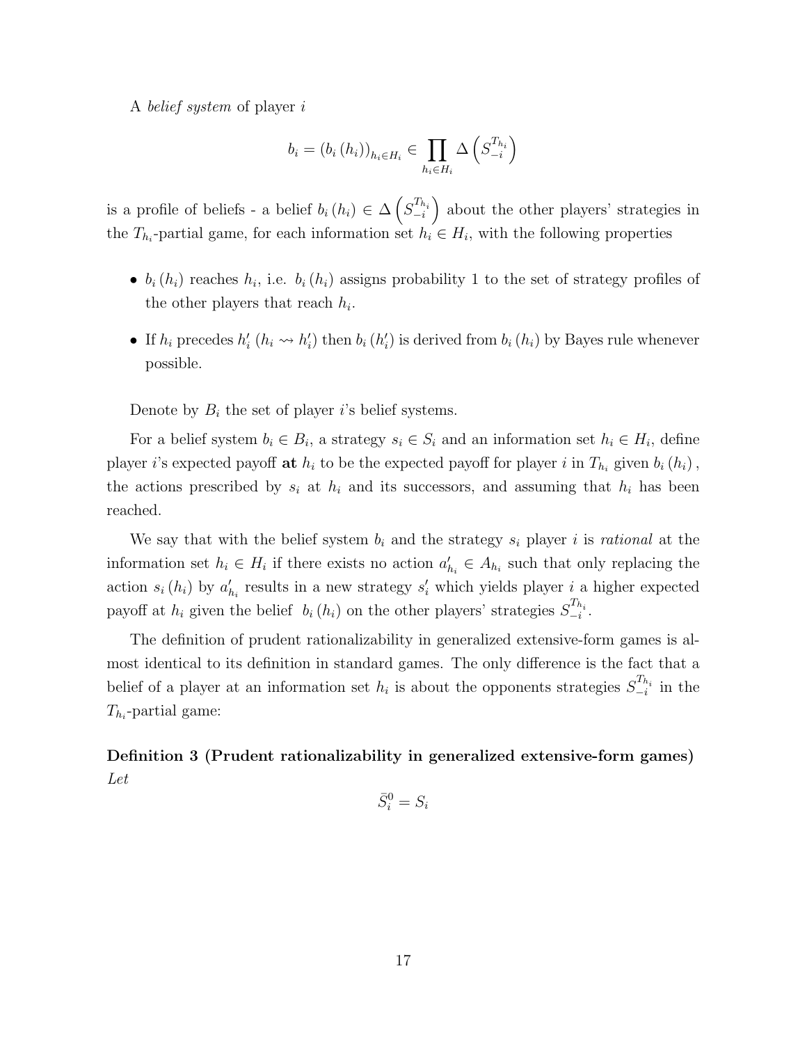A *belief system* of player $i$

$$b_i = (b_i(h_i))_{h_i \in H_i} \in \prod_{h_i \in H_i} \Delta\left(S_{-i}^{T_{h_i}}\right)$$

is a profile of beliefs - a belief $b_i(h_i) \in \Delta\left(S_{-i}^{T_{h_i}}\right)$ about the other players' strategies in the $T_{h_i}$-partial game, for each information set $h_i \in H_i$, with the following properties

- $b_i(h_i)$ reaches $h_i$, i.e. $b_i(h_i)$ assigns probability 1 to the set of strategy profiles of the other players that reach $h_i$.
- If $h_i$ precedes $h_i'$ ($h_i \rightsquigarrow h_i'$) then $b_i(h_i')$ is derived from $b_i(h_i)$ by Bayes rule whenever possible.

Denote by $B_i$ the set of player $i$'s belief systems.

For a belief system $b_i \in B_i$, a strategy $s_i \in S_i$ and an information set $h_i \in H_i$, define player $i$'s expected payoff **at** $h_i$ to be the expected payoff for player $i$ in $T_{h_i}$ given $b_i(h_i)$, the actions prescribed by $s_i$ at $h_i$ and its successors, and assuming that $h_i$ has been reached.

We say that with the belief system $b_i$ and the strategy $s_i$ player $i$ is *rational* at the information set $h_i \in H_i$ if there exists no action $a_{h_i}' \in A_{h_i}$ such that only replacing the action $s_i(h_i)$ by $a_{h_i}'$ results in a new strategy $s_i'$ which yields player $i$ a higher expected payoff at $h_i$ given the belief $b_i(h_i)$ on the other players' strategies $S_{-i}^{T_{h_i}}$.

The definition of prudent rationalizability in generalized extensive-form games is almost identical to its definition in standard games. The only difference is the fact that a belief of a player at an information set $h_i$ is about the opponents strategies $S_{-i}^{T_{h_i}}$ in the $T_{h_i}$-partial game:

**Definition 3 (Prudent rationalizability in generalized extensive-form games)** *Let*

$$\bar{S}_i^0 = S_i$$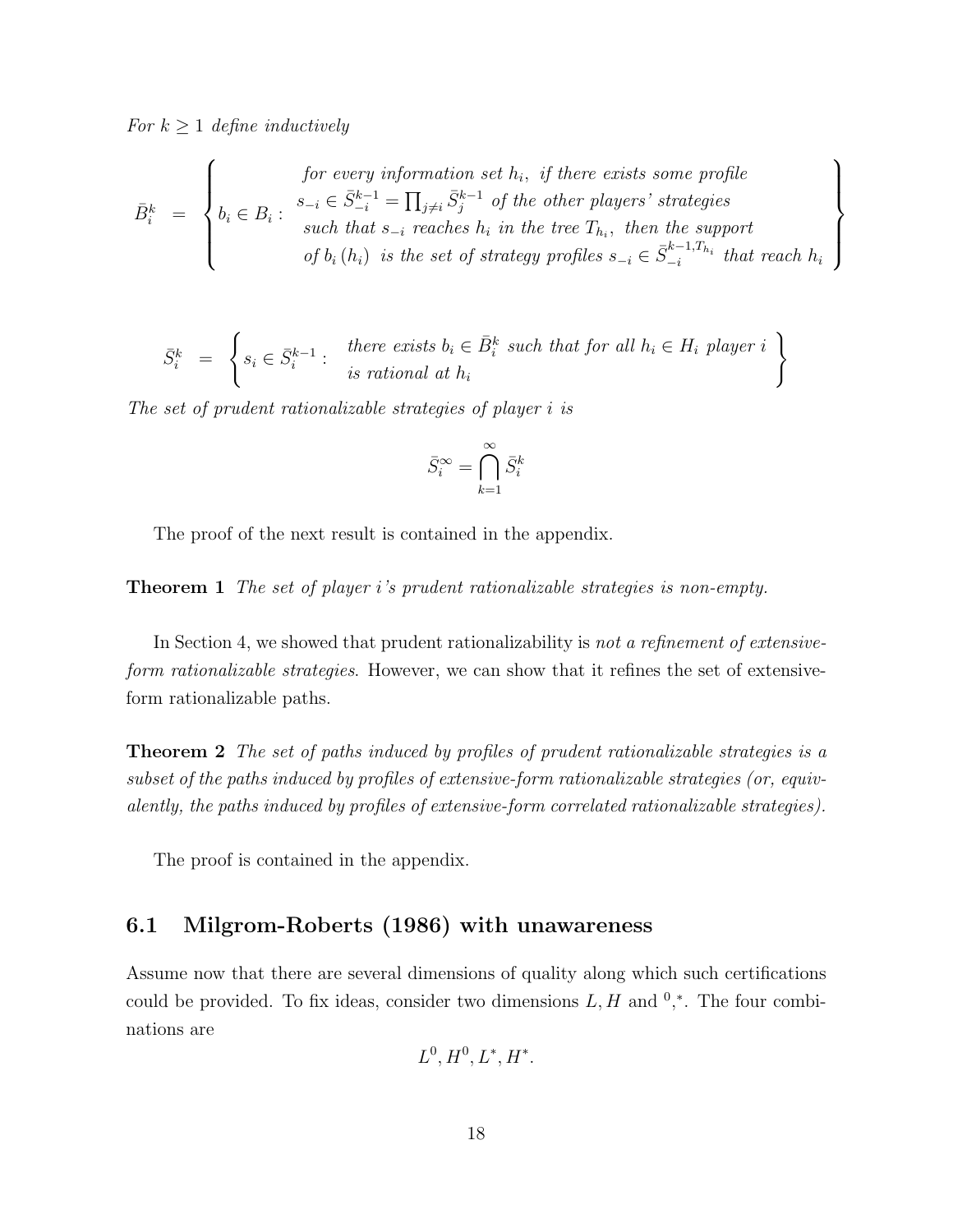*For $k \geq 1$ define inductively*

$$
\bar{B}_i^k = \left\{ b_i \in B_i : \begin{array}{c} \textit{for every information set } h_i, \textit{ if there exists some profile} \\ s_{-i} \in \bar{S}_{-i}^{k-1} = \prod_{j \neq i} \bar{S}_j^{k-1} \textit{ of the other players' strategies} \\ \textit{such that } s_{-i} \textit{ reaches } h_i \textit{ in the tree } T_{h_i}, \textit{ then the support} \\ \textit{of } b_i(h_i) \textit{ is the set of strategy profiles } s_{-i} \in \bar{S}_{-i}^{k-1,T_{h_i}} \textit{ that reach } h_i \end{array} \right\}
$$

$$
\bar{S}_i^k = \left\{ s_i \in \bar{S}_i^{k-1} : \begin{array}{l} \textit{there exists } b_i \in \bar{B}_i^k \textit{ such that for all } h_i \in H_i \textit{ player } i \\ \textit{is rational at } h_i \end{array} \right\}
$$

*The set of prudent rationalizable strategies of player $i$ is*

$$
\bar{S}_i^\infty = \bigcap_{k=1}^{\infty} \bar{S}_i^k
$$

The proof of the next result is contained in the appendix.

**Theorem 1** *The set of player i's prudent rationalizable strategies is non-empty.*

In Section 4, we showed that prudent rationalizability is *not a refinement of extensive-form rationalizable strategies*. However, we can show that it refines the set of extensive-form rationalizable paths.

**Theorem 2** *The set of paths induced by profiles of prudent rationalizable strategies is a subset of the paths induced by profiles of extensive-form rationalizable strategies (or, equivalently, the paths induced by profiles of extensive-form correlated rationalizable strategies).*

The proof is contained in the appendix.

## 6.1 Milgrom-Roberts (1986) with unawareness

Assume now that there are several dimensions of quality along which such certifications could be provided. To fix ideas, consider two dimensions $L, H$ and $^0, ^*$. The four combinations are

$$
L^0, H^0, L^*, H^*.
$$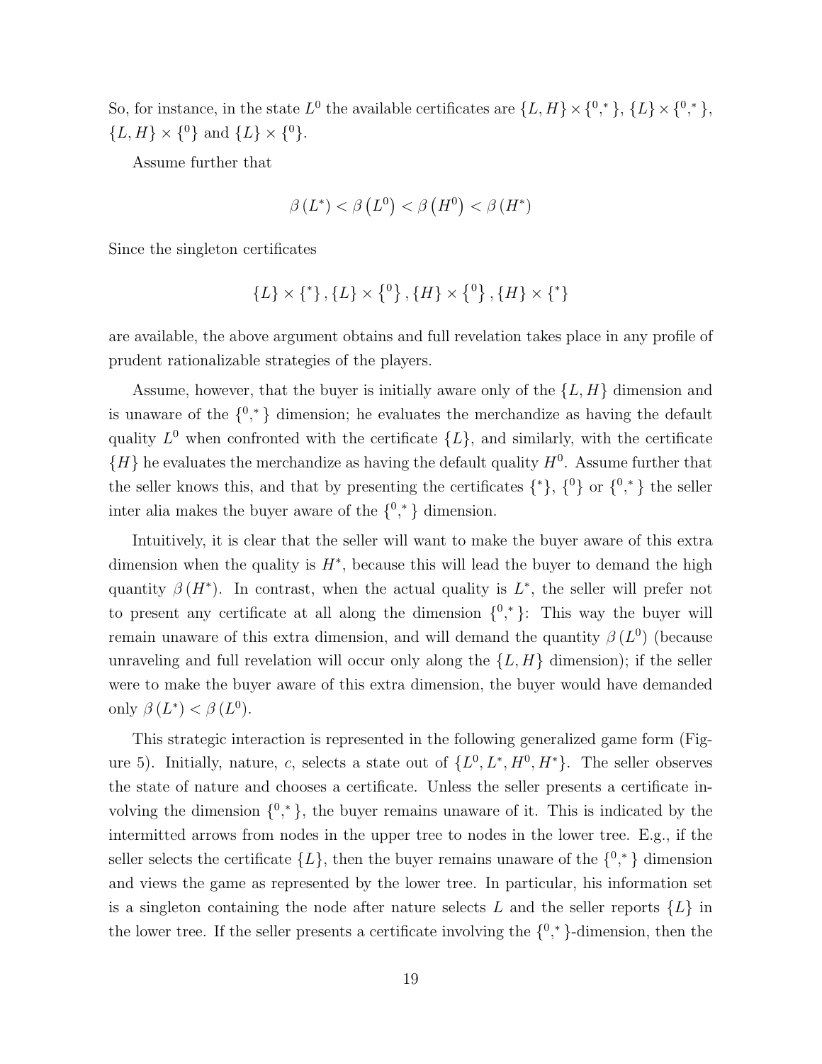So, for instance, in the state $L^0$ the available certificates are $\{L, H\} \times \{^0, ^*\}$, $\{L\} \times \{^0, ^*\}$, $\{L, H\} \times \{^0\}$ and $\{L\} \times \{^0\}$.

Assume further that

$$\beta(L^*) < \beta(L^0) < \beta(H^0) < \beta(H^*)$$

Since the singleton certificates

$$\{L\} \times \{^*\}, \{L\} \times \{^0\}, \{H\} \times \{^0\}, \{H\} \times \{^*\}$$

are available, the above argument obtains and full revelation takes place in any profile of prudent rationalizable strategies of the players.

Assume, however, that the buyer is initially aware only of the $\{L, H\}$ dimension and is unaware of the $\{^0, ^*\}$ dimension; he evaluates the merchandize as having the default quality $L^0$ when confronted with the certificate $\{L\}$, and similarly, with the certificate $\{H\}$ he evaluates the merchandize as having the default quality $H^0$. Assume further that the seller knows this, and that by presenting the certificates $\{^*\}$, $\{^0\}$ or $\{^0, ^*\}$ the seller inter alia makes the buyer aware of the $\{^0, ^*\}$ dimension.

Intuitively, it is clear that the seller will want to make the buyer aware of this extra dimension when the quality is $H^*$, because this will lead the buyer to demand the high quantity $\beta(H^*)$. In contrast, when the actual quality is $L^*$, the seller will prefer not to present any certificate at all along the dimension $\{^0, ^*\}$: This way the buyer will remain unaware of this extra dimension, and will demand the quantity $\beta(L^0)$ (because unraveling and full revelation will occur only along the $\{L, H\}$ dimension); if the seller were to make the buyer aware of this extra dimension, the buyer would have demanded only $\beta(L^*) < \beta(L^0)$.

This strategic interaction is represented in the following generalized game form (Figure 5). Initially, nature, $c$, selects a state out of $\{L^0, L^*, H^0, H^*\}$. The seller observes the state of nature and chooses a certificate. Unless the seller presents a certificate involving the dimension $\{^0, ^*\}$, the buyer remains unaware of it. This is indicated by the intermitted arrows from nodes in the upper tree to nodes in the lower tree. E.g., if the seller selects the certificate $\{L\}$, then the buyer remains unaware of the $\{^0, ^*\}$ dimension and views the game as represented by the lower tree. In particular, his information set is a singleton containing the node after nature selects $L$ and the seller reports $\{L\}$ in the lower tree. If the seller presents a certificate involving the $\{^0, ^*\}$-dimension, then the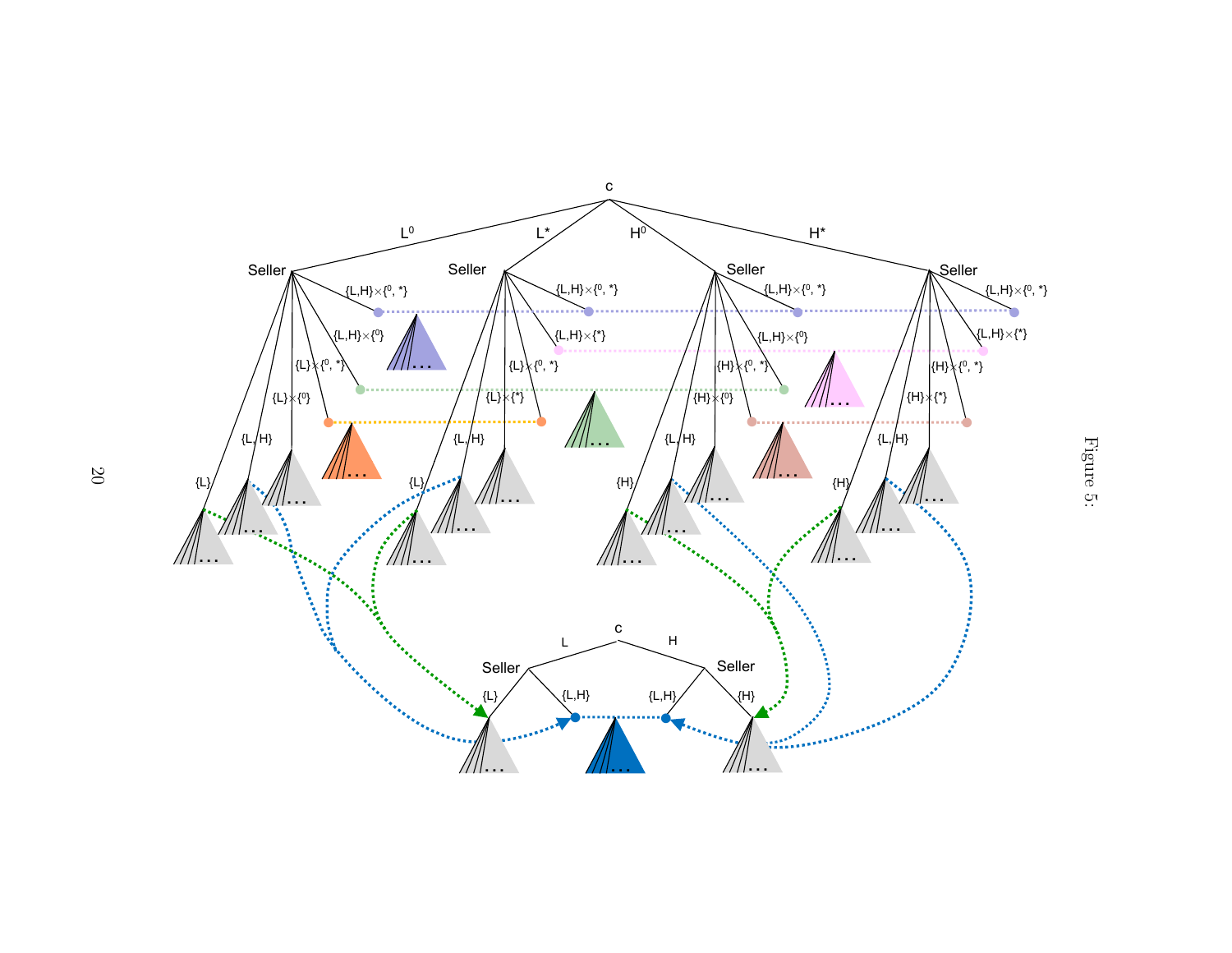Figure 5: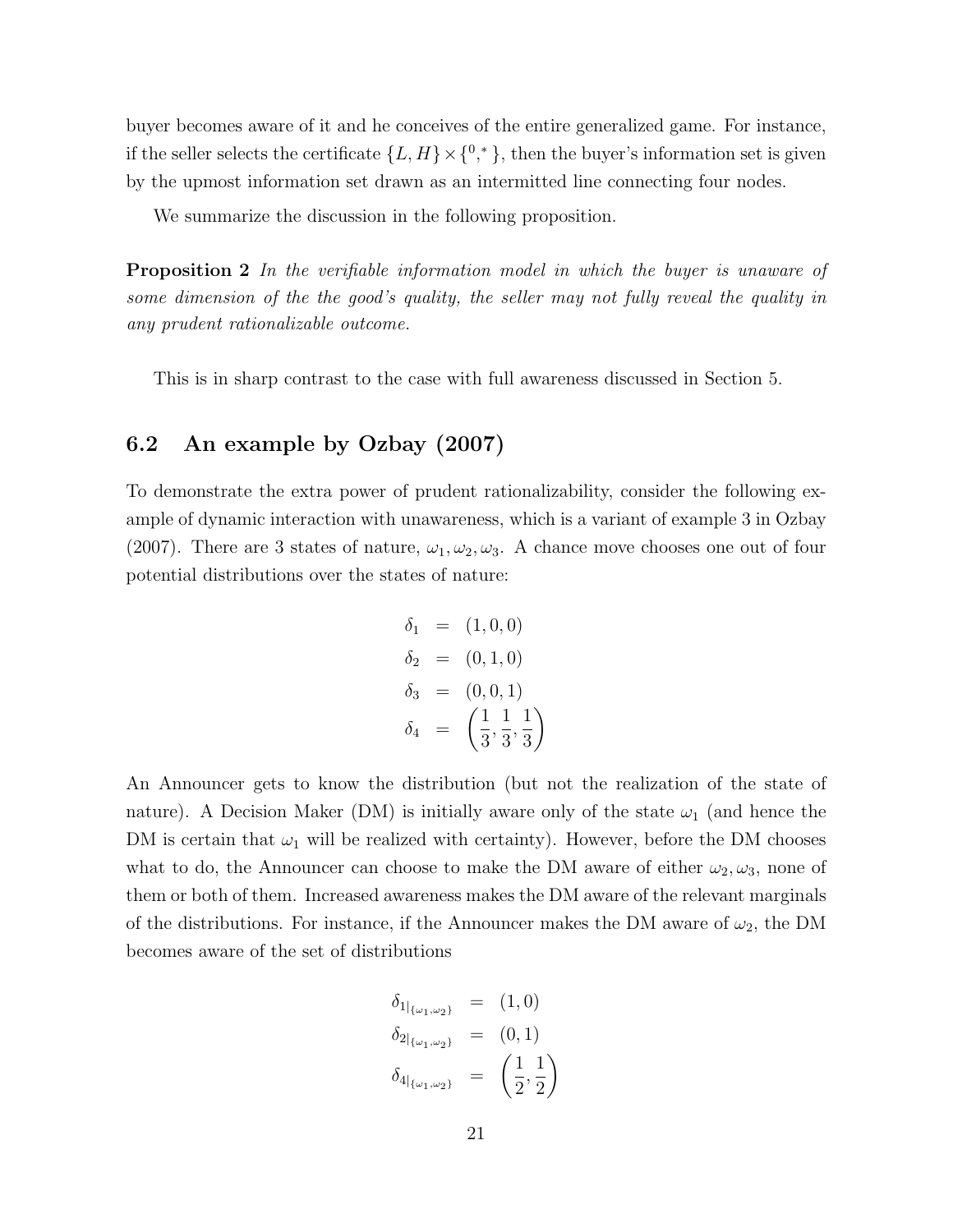buyer becomes aware of it and he conceives of the entire generalized game. For instance, if the seller selects the certificate $\{L, H\} \times \{^0, ^*\}$, then the buyer's information set is given by the upmost information set drawn as an intermitted line connecting four nodes.

We summarize the discussion in the following proposition.

**Proposition 2** *In the verifiable information model in which the buyer is unaware of some dimension of the the good's quality, the seller may not fully reveal the quality in any prudent rationalizable outcome.*

This is in sharp contrast to the case with full awareness discussed in Section 5.

## 6.2 An example by Ozbay (2007)

To demonstrate the extra power of prudent rationalizability, consider the following example of dynamic interaction with unawareness, which is a variant of example 3 in Ozbay (2007). There are 3 states of nature, $\omega_1, \omega_2, \omega_3$. A chance move chooses one out of four potential distributions over the states of nature:

$$
\begin{aligned}
\delta_1 &= (1, 0, 0) \\
\delta_2 &= (0, 1, 0) \\
\delta_3 &= (0, 0, 1) \\
\delta_4 &= \left(\frac{1}{3}, \frac{1}{3}, \frac{1}{3}\right)
\end{aligned}
$$

An Announcer gets to know the distribution (but not the realization of the state of nature). A Decision Maker (DM) is initially aware only of the state $\omega_1$ (and hence the DM is certain that $\omega_1$ will be realized with certainty). However, before the DM chooses what to do, the Announcer can choose to make the DM aware of either $\omega_2, \omega_3$, none of them or both of them. Increased awareness makes the DM aware of the relevant marginals of the distributions. For instance, if the Announcer makes the DM aware of $\omega_2$, the DM becomes aware of the set of distributions

$$
\begin{aligned}
\delta_{1|_{\{\omega_1, \omega_2\}}} &= (1, 0) \\
\delta_{2|_{\{\omega_1, \omega_2\}}} &= (0, 1) \\
\delta_{4|_{\{\omega_1, \omega_2\}}} &= \left(\frac{1}{2}, \frac{1}{2}\right)
\end{aligned}
$$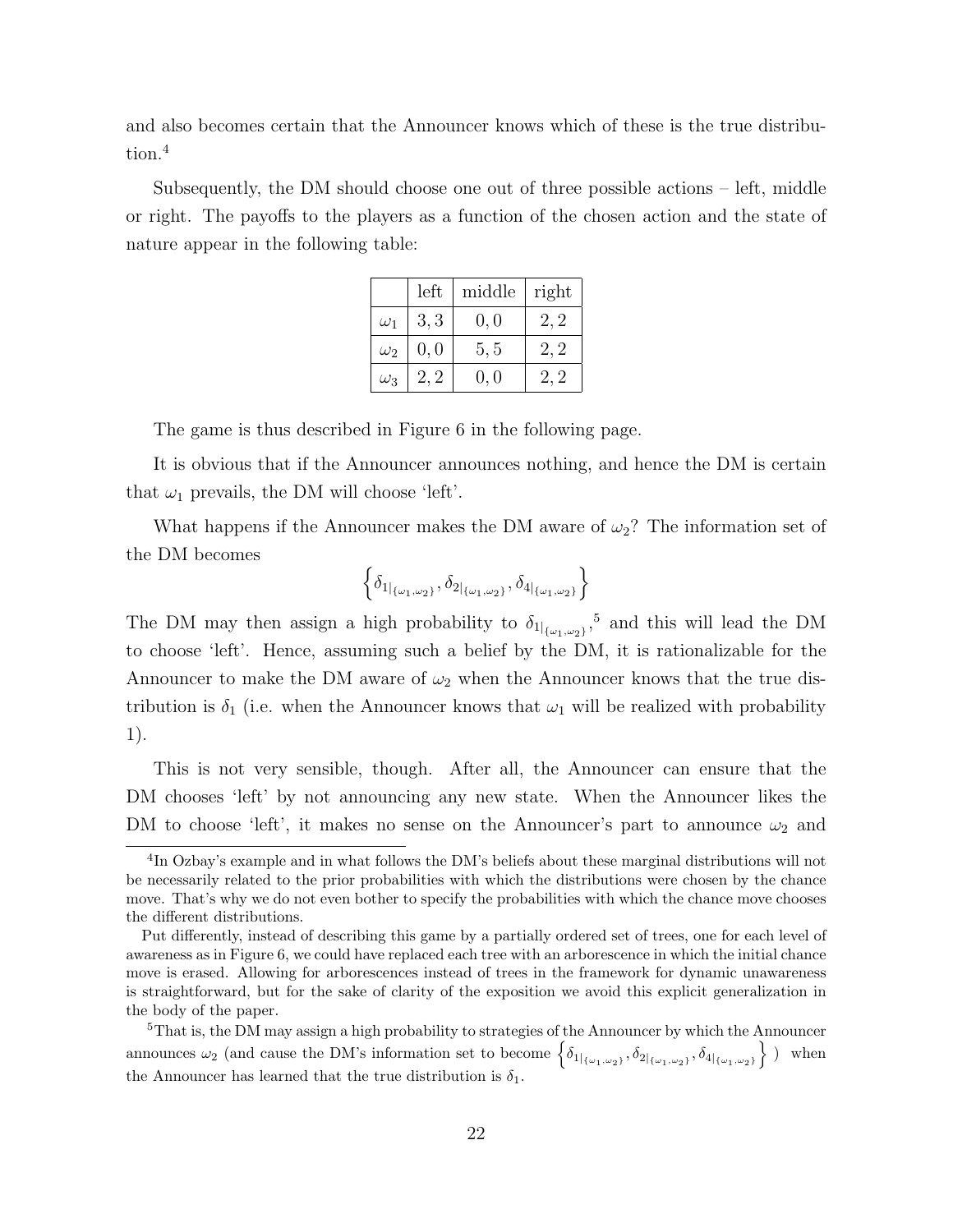and also becomes certain that the Announcer knows which of these is the true distribution.[4]

Subsequently, the DM should choose one out of three possible actions – left, middle or right. The payoffs to the players as a function of the chosen action and the state of nature appear in the following table:

| | left | middle | right |
|---|---|---|---|
| $\omega_1$ | $3, 3$ | $0, 0$ | $2, 2$ |
| $\omega_2$ | $0, 0$ | $5, 5$ | $2, 2$ |
| $\omega_3$ | $2, 2$ | $0, 0$ | $2, 2$ |

The game is thus described in Figure 6 in the following page.

It is obvious that if the Announcer announces nothing, and hence the DM is certain that $\omega_1$ prevails, the DM will choose 'left'.

What happens if the Announcer makes the DM aware of $\omega_2$? The information set of the DM becomes

$$\left\{ \delta_{1|_{\{\omega_1,\omega_2\}}}, \delta_{2|_{\{\omega_1,\omega_2\}}}, \delta_{4|_{\{\omega_1,\omega_2\}}} \right\}$$

The DM may then assign a high probability to $\delta_{1|_{\{\omega_1,\omega_2\}}}$,[5] and this will lead the DM to choose 'left'. Hence, assuming such a belief by the DM, it is rationalizable for the Announcer to make the DM aware of $\omega_2$ when the Announcer knows that the true distribution is $\delta_1$ (i.e. when the Announcer knows that $\omega_1$ will be realized with probability 1).

This is not very sensible, though. After all, the Announcer can ensure that the DM chooses 'left' by not announcing any new state. When the Announcer likes the DM to choose 'left', it makes no sense on the Announcer's part to announce $\omega_2$ and

---

[4] In Ozbay's example and in what follows the DM's beliefs about these marginal distributions will not be necessarily related to the prior probabilities with which the distributions were chosen by the chance move. That's why we do not even bother to specify the probabilities with which the chance move chooses the different distributions.

Put differently, instead of describing this game by a partially ordered set of trees, one for each level of awareness as in Figure 6, we could have replaced each tree with an arborescence in which the initial chance move is erased. Allowing for arborescences instead of trees in the framework for dynamic unawareness is straightforward, but for the sake of clarity of the exposition we avoid this explicit generalization in the body of the paper.

[5] That is, the DM may assign a high probability to strategies of the Announcer by which the Announcer announces $\omega_2$ (and cause the DM's information set to become $\left\{ \delta_{1|_{\{\omega_1,\omega_2\}}}, \delta_{2|_{\{\omega_1,\omega_2\}}}, \delta_{4|_{\{\omega_1,\omega_2\}}} \right\}$ ) when the Announcer has learned that the true distribution is $\delta_1$.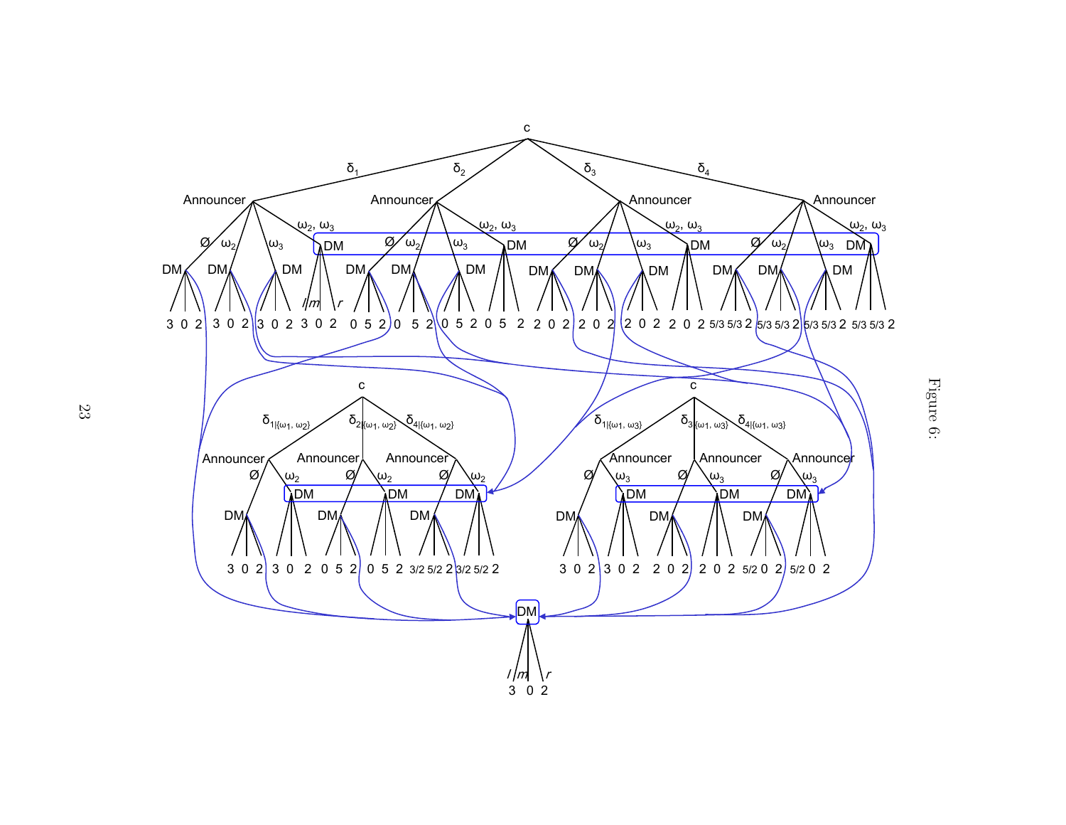Figure 6: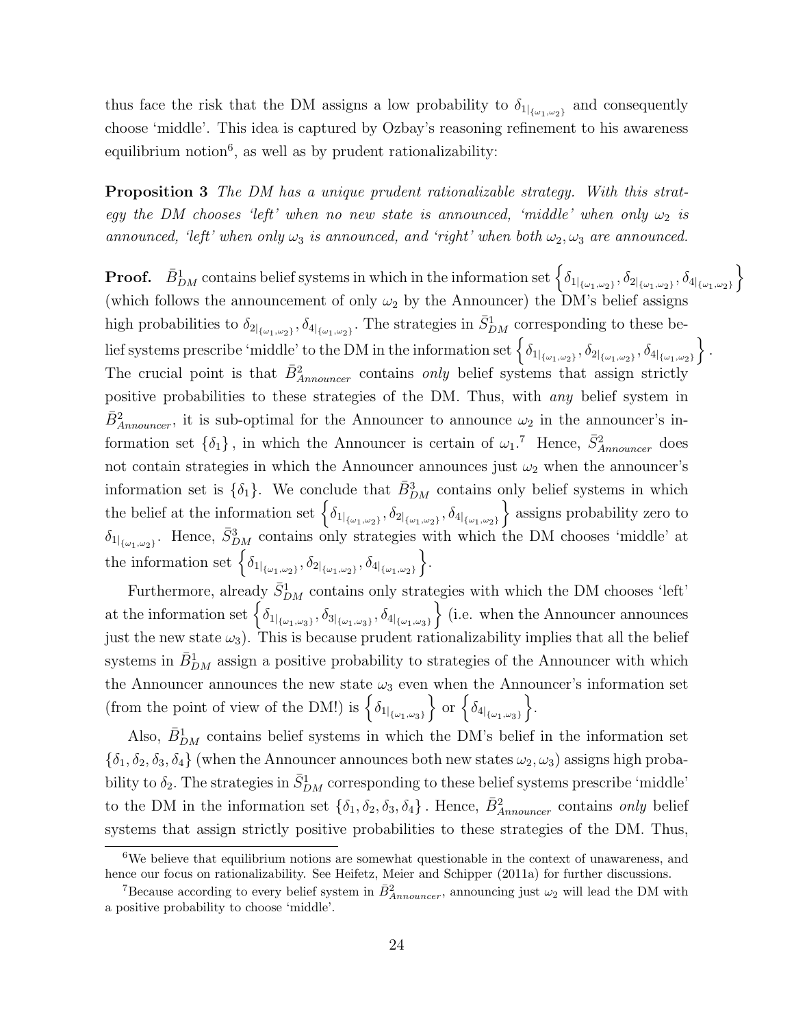thus face the risk that the DM assigns a low probability to $\delta_{1|_{\{\omega_1,\omega_2\}}}$ and consequently choose 'middle'. This idea is captured by Ozbay's reasoning refinement to his awareness equilibrium notion[6], as well as by prudent rationalizability:

**Proposition 3** *The DM has a unique prudent rationalizable strategy. With this strategy the DM chooses 'left' when no new state is announced, 'middle' when only $\omega_2$ is announced, 'left' when only $\omega_3$ is announced, and 'right' when both $\omega_2, \omega_3$ are announced.*

**Proof.** $\bar{B}^1_{DM}$ contains belief systems in which in the information set $\left\{\delta_{1|_{\{\omega_1,\omega_2\}}}, \delta_{2|_{\{\omega_1,\omega_2\}}}, \delta_{4|_{\{\omega_1,\omega_2\}}}\right\}$ (which follows the announcement of only $\omega_2$ by the Announcer) the DM's belief assigns high probabilities to $\delta_{2|_{\{\omega_1,\omega_2\}}}, \delta_{4|_{\{\omega_1,\omega_2\}}}$. The strategies in $\bar{S}^1_{DM}$ corresponding to these belief systems prescribe 'middle' to the DM in the information set $\left\{\delta_{1|_{\{\omega_1,\omega_2\}}}, \delta_{2|_{\{\omega_1,\omega_2\}}}, \delta_{4|_{\{\omega_1,\omega_2\}}}\right\}$. The crucial point is that $\bar{B}^2_{Announcer}$ contains *only* belief systems that assign strictly positive probabilities to these strategies of the DM. Thus, with *any* belief system in $\bar{B}^2_{Announcer}$, it is sub-optimal for the Announcer to announce $\omega_2$ in the announcer's information set $\{\delta_1\}$, in which the Announcer is certain of $\omega_1$.[7] Hence, $\bar{S}^2_{Announcer}$ does not contain strategies in which the Announcer announces just $\omega_2$ when the announcer's information set is $\{\delta_1\}$. We conclude that $\bar{B}^3_{DM}$ contains only belief systems in which the belief at the information set $\left\{\delta_{1|_{\{\omega_1,\omega_2\}}}, \delta_{2|_{\{\omega_1,\omega_2\}}}, \delta_{4|_{\{\omega_1,\omega_2\}}}\right\}$ assigns probability zero to $\delta_{1|_{\{\omega_1,\omega_2\}}}$. Hence, $\bar{S}^3_{DM}$ contains only strategies with which the DM chooses 'middle' at the information set $\left\{\delta_{1|_{\{\omega_1,\omega_2\}}}, \delta_{2|_{\{\omega_1,\omega_2\}}}, \delta_{4|_{\{\omega_1,\omega_2\}}}\right\}$.

Furthermore, already $\bar{S}^1_{DM}$ contains only strategies with which the DM chooses 'left' at the information set $\left\{\delta_{1|_{\{\omega_1,\omega_3\}}}, \delta_{3|_{\{\omega_1,\omega_3\}}}, \delta_{4|_{\{\omega_1,\omega_3\}}}\right\}$ (i.e. when the Announcer announces just the new state $\omega_3$). This is because prudent rationalizability implies that all the belief systems in $\bar{B}^1_{DM}$ assign a positive probability to strategies of the Announcer with which the Announcer announces the new state $\omega_3$ even when the Announcer's information set (from the point of view of the DM!) is $\left\{\delta_{1|_{\{\omega_1,\omega_3\}}}\right\}$ or $\left\{\delta_{4|_{\{\omega_1,\omega_3\}}}\right\}$.

Also, $\bar{B}^1_{DM}$ contains belief systems in which the DM's belief in the information set $\{\delta_1, \delta_2, \delta_3, \delta_4\}$ (when the Announcer announces both new states $\omega_2, \omega_3$) assigns high probability to $\delta_2$. The strategies in $\bar{S}^1_{DM}$ corresponding to these belief systems prescribe 'middle' to the DM in the information set $\{\delta_1, \delta_2, \delta_3, \delta_4\}$. Hence, $\bar{B}^2_{Announcer}$ contains *only* belief systems that assign strictly positive probabilities to these strategies of the DM. Thus,

[6] We believe that equilibrium notions are somewhat questionable in the context of unawareness, and hence our focus on rationalizability. See Heifetz, Meier and Schipper (2011a) for further discussions.

[7] Because according to every belief system in $\bar{B}^2_{Announcer}$, announcing just $\omega_2$ will lead the DM with a positive probability to choose 'middle'.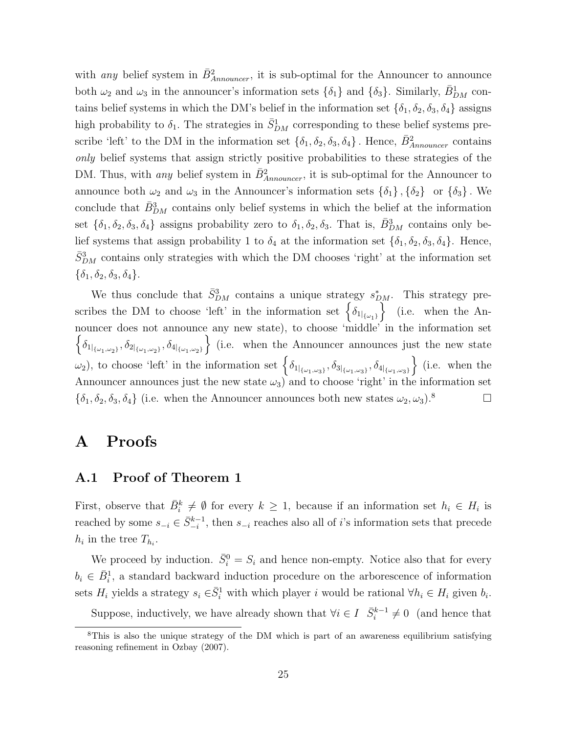with *any* belief system in $\bar{B}^2_{Announcer}$, it is sub-optimal for the Announcer to announce both $\omega_2$ and $\omega_3$ in the announcer's information sets $\{\delta_1\}$ and $\{\delta_3\}$. Similarly, $\bar{B}^1_{DM}$ contains belief systems in which the DM's belief in the information set $\{\delta_1, \delta_2, \delta_3, \delta_4\}$ assigns high probability to $\delta_1$. The strategies in $\bar{S}^1_{DM}$ corresponding to these belief systems prescribe 'left' to the DM in the information set $\{\delta_1, \delta_2, \delta_3, \delta_4\}$. Hence, $\bar{B}^2_{Announcer}$ contains *only* belief systems that assign strictly positive probabilities to these strategies of the DM. Thus, with *any* belief system in $\bar{B}^2_{Announcer}$, it is sub-optimal for the Announcer to announce both $\omega_2$ and $\omega_3$ in the Announcer's information sets $\{\delta_1\}, \{\delta_2\}$ or $\{\delta_3\}$. We conclude that $\bar{B}^3_{DM}$ contains only belief systems in which the belief at the information set $\{\delta_1, \delta_2, \delta_3, \delta_4\}$ assigns probability zero to $\delta_1, \delta_2, \delta_3$. That is, $\bar{B}^3_{DM}$ contains only belief systems that assign probability 1 to $\delta_4$ at the information set $\{\delta_1, \delta_2, \delta_3, \delta_4\}$. Hence, $\bar{S}^3_{DM}$ contains only strategies with which the DM chooses 'right' at the information set $\{\delta_1, \delta_2, \delta_3, \delta_4\}$.

We thus conclude that $\bar{S}^3_{DM}$ contains a unique strategy $s^*_{DM}$. This strategy prescribes the DM to choose 'left' in the information set $\left\{\delta_{1|_{\{\omega_1\}}}\right\}$ (i.e. when the Announcer does not announce any new state), to choose 'middle' in the information set $\left\{\delta_{1|_{\{\omega_1,\omega_2\}}}, \delta_{2|_{\{\omega_1,\omega_2\}}}, \delta_{4|_{\{\omega_1,\omega_2\}}}\right\}$ (i.e. when the Announcer announces just the new state $\omega_2$), to choose 'left' in the information set $\left\{\delta_{1|_{\{\omega_1,\omega_3\}}}, \delta_{3|_{\{\omega_1,\omega_3\}}}, \delta_{4|_{\{\omega_1,\omega_3\}}}\right\}$ (i.e. when the Announcer announces just the new state $\omega_3$) and to choose 'right' in the information set $\{\delta_1, \delta_2, \delta_3, \delta_4\}$ (i.e. when the Announcer announces both new states $\omega_2, \omega_3$).[8] □

# A Proofs

## A.1 Proof of Theorem 1

First, observe that $\bar{B}^k_i \neq \emptyset$ for every $k \geq 1$, because if an information set $h_i \in H_i$ is reached by some $s_{-i} \in \bar{S}^{k-1}_{-i}$, then $s_{-i}$ reaches also all of $i$'s information sets that precede $h_i$ in the tree $T_{h_i}$.

We proceed by induction. $\bar{S}^0_i = S_i$ and hence non-empty. Notice also that for every $b_i \in \bar{B}^1_i$, a standard backward induction procedure on the arborescence of information sets $H_i$ yields a strategy $s_i \in \bar{S}^1_i$ with which player $i$ would be rational $\forall h_i \in H_i$ given $b_i$.

Suppose, inductively, we have already shown that $\forall i \in I \;\; \bar{S}^{k-1}_i \neq 0$ (and hence that

[8] This is also the unique strategy of the DM which is part of an awareness equilibrium satisfying reasoning refinement in Ozbay (2007).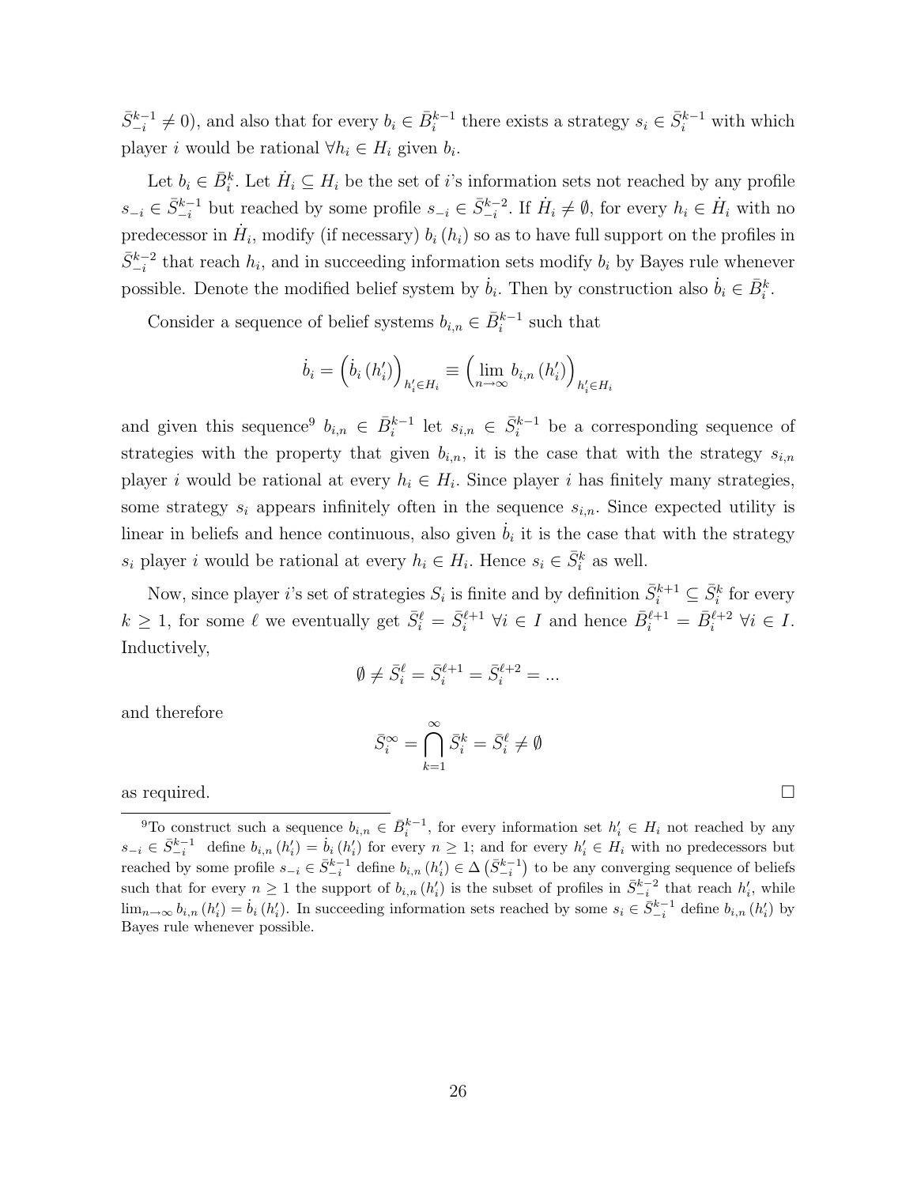$\bar{S}_{-i}^{k-1} \neq 0$), and also that for every $b_i \in \bar{B}_i^{k-1}$ there exists a strategy $s_i \in \bar{S}_i^{k-1}$ with which player $i$ would be rational $\forall h_i \in H_i$ given $b_i$.

Let $b_i \in \bar{B}_i^k$. Let $\dot{H}_i \subseteq H_i$ be the set of $i$'s information sets not reached by any profile $s_{-i} \in \bar{S}_{-i}^{k-1}$ but reached by some profile $s_{-i} \in \bar{S}_{-i}^{k-2}$. If $\dot{H}_i \neq \emptyset$, for every $h_i \in \dot{H}_i$ with no predecessor in $\dot{H}_i$, modify (if necessary) $b_i(h_i)$ so as to have full support on the profiles in $\bar{S}_{-i}^{k-2}$ that reach $h_i$, and in succeeding information sets modify $b_i$ by Bayes rule whenever possible. Denote the modified belief system by $\dot{b}_i$. Then by construction also $\dot{b}_i \in \bar{B}_i^k$.

Consider a sequence of belief systems $b_{i,n} \in \bar{B}_i^{k-1}$ such that

$$\dot{b}_i = \left(\dot{b}_i(h_i')\right)_{h_i' \in H_i} \equiv \left(\lim_{n\to\infty} b_{i,n}(h_i')\right)_{h_i' \in H_i}$$

and given this sequence[9] $b_{i,n} \in \bar{B}_i^{k-1}$ let $s_{i,n} \in \bar{S}_i^{k-1}$ be a corresponding sequence of strategies with the property that given $b_{i,n}$, it is the case that with the strategy $s_{i,n}$ player $i$ would be rational at every $h_i \in H_i$. Since player $i$ has finitely many strategies, some strategy $s_i$ appears infinitely often in the sequence $s_{i,n}$. Since expected utility is linear in beliefs and hence continuous, also given $\dot{b}_i$ it is the case that with the strategy $s_i$ player $i$ would be rational at every $h_i \in H_i$. Hence $s_i \in \bar{S}_i^k$ as well.

Now, since player $i$'s set of strategies $S_i$ is finite and by definition $\bar{S}_i^{k+1} \subseteq \bar{S}_i^k$ for every $k \geq 1$, for some $\ell$ we eventually get $\bar{S}_i^\ell = \bar{S}_i^{\ell+1}$ $\forall i \in I$ and hence $\bar{B}_i^{\ell+1} = \bar{B}_i^{\ell+2}$ $\forall i \in I$. Inductively,

$$\emptyset \neq \bar{S}_i^\ell = \bar{S}_i^{\ell+1} = \bar{S}_i^{\ell+2} = ...$$

and therefore

$$\bar{S}_i^\infty = \bigcap_{k=1}^{\infty} \bar{S}_i^k = \bar{S}_i^\ell \neq \emptyset$$

as required. $\square$

---

[9] To construct such a sequence $b_{i,n} \in \bar{B}_i^{k-1}$, for every information set $h_i' \in H_i$ not reached by any $s_{-i} \in \bar{S}_{-i}^{k-1}$ define $b_{i,n}(h_i') = \dot{b}_i(h_i')$ for every $n \geq 1$; and for every $h_i' \in H_i$ with no predecessors but reached by some profile $s_{-i} \in \bar{S}_{-i}^{k-1}$ define $b_{i,n}(h_i') \in \Delta\left(\bar{S}_{-i}^{k-1}\right)$ to be any converging sequence of beliefs such that for every $n \geq 1$ the support of $b_{i,n}(h_i')$ is the subset of profiles in $\bar{S}_{-i}^{k-2}$ that reach $h_i'$, while $\lim_{n\to\infty} b_{i,n}(h_i') = \dot{b}_i(h_i')$. In succeeding information sets reached by some $s_i \in \bar{S}_{-i}^{k-1}$ define $b_{i,n}(h_i')$ by Bayes rule whenever possible.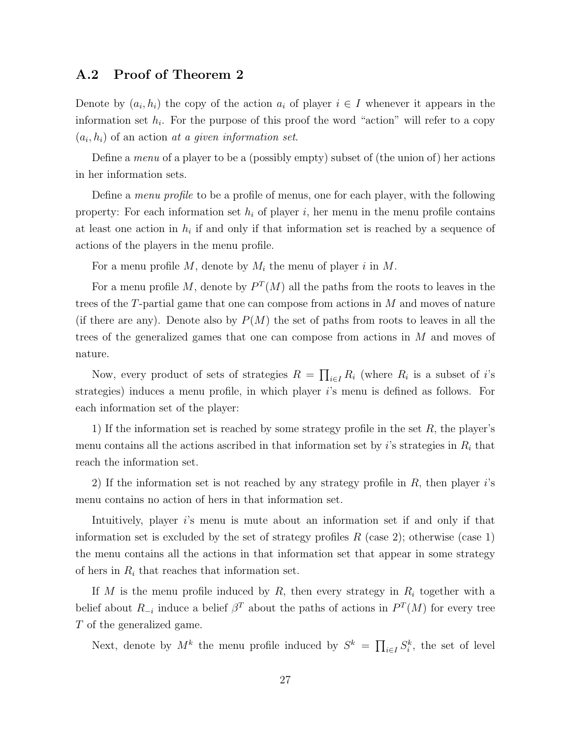## A.2 Proof of Theorem 2

Denote by $(a_i, h_i)$ the copy of the action $a_i$ of player $i \in I$ whenever it appears in the information set $h_i$. For the purpose of this proof the word "action" will refer to a copy $(a_i, h_i)$ of an action *at a given information set*.

Define a *menu* of a player to be a (possibly empty) subset of (the union of) her actions in her information sets.

Define a *menu profile* to be a profile of menus, one for each player, with the following property: For each information set $h_i$ of player $i$, her menu in the menu profile contains at least one action in $h_i$ if and only if that information set is reached by a sequence of actions of the players in the menu profile.

For a menu profile $M$, denote by $M_i$ the menu of player $i$ in $M$.

For a menu profile $M$, denote by $P^T(M)$ all the paths from the roots to leaves in the trees of the $T$-partial game that one can compose from actions in $M$ and moves of nature (if there are any). Denote also by $P(M)$ the set of paths from roots to leaves in all the trees of the generalized games that one can compose from actions in $M$ and moves of nature.

Now, every product of sets of strategies $R = \prod_{i \in I} R_i$ (where $R_i$ is a subset of $i$'s strategies) induces a menu profile, in which player $i$'s menu is defined as follows. For each information set of the player:

1) If the information set is reached by some strategy profile in the set $R$, the player's menu contains all the actions ascribed in that information set by $i$'s strategies in $R_i$ that reach the information set.

2) If the information set is not reached by any strategy profile in $R$, then player $i$'s menu contains no action of hers in that information set.

Intuitively, player $i$'s menu is mute about an information set if and only if that information set is excluded by the set of strategy profiles $R$ (case 2); otherwise (case 1) the menu contains all the actions in that information set that appear in some strategy of hers in $R_i$ that reaches that information set.

If $M$ is the menu profile induced by $R$, then every strategy in $R_i$ together with a belief about $R_{-i}$ induce a belief $\beta^T$ about the paths of actions in $P^T(M)$ for every tree $T$ of the generalized game.

Next, denote by $M^k$ the menu profile induced by $S^k = \prod_{i \in I} S_i^k$, the set of level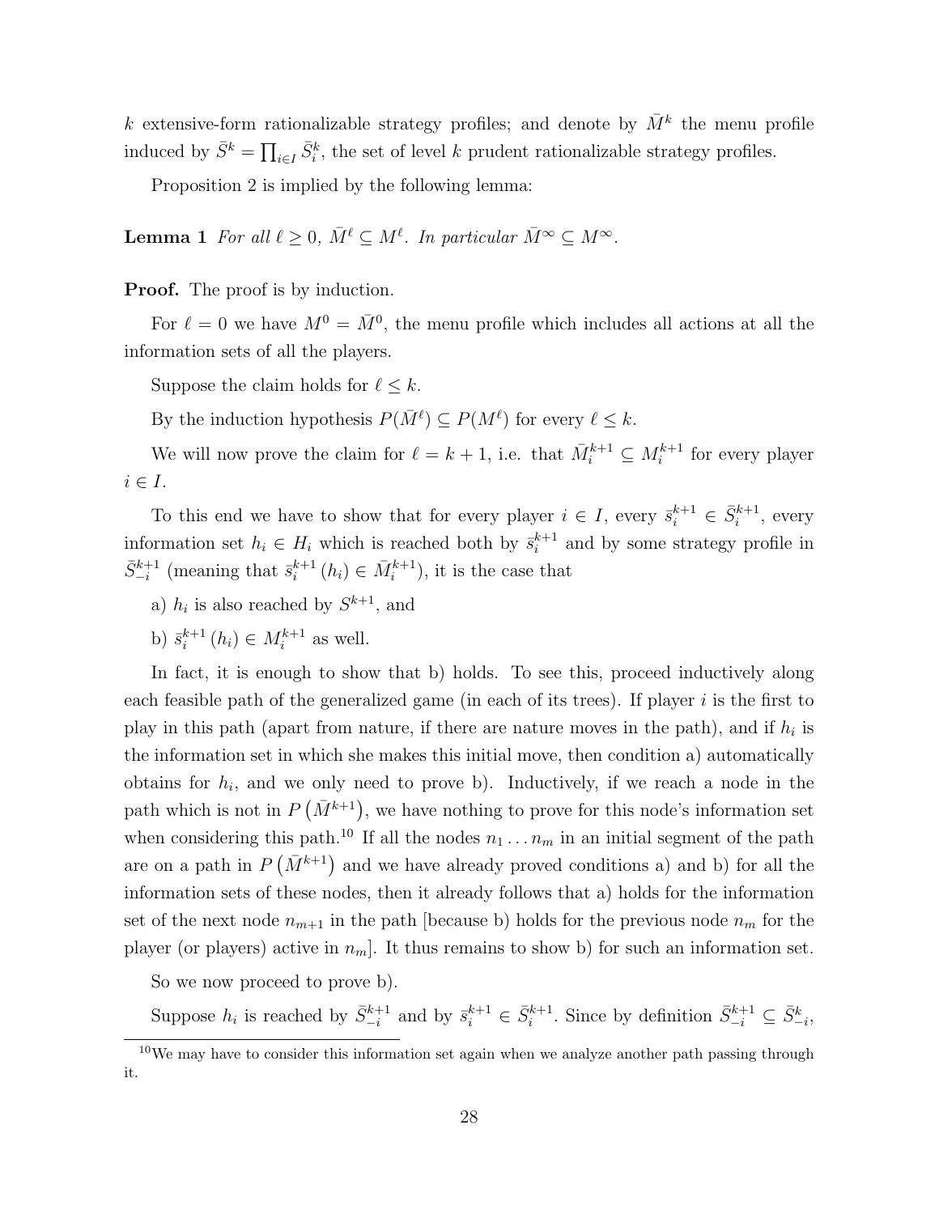$k$ extensive-form rationalizable strategy profiles; and denote by $\bar{M}^k$ the menu profile induced by $\bar{S}^k = \prod_{i\in I} \bar{S}_i^k$, the set of level $k$ prudent rationalizable strategy profiles.

Proposition 2 is implied by the following lemma:

**Lemma 1** *For all $\ell \geq 0$, $\bar{M}^\ell \subseteq M^\ell$. In particular $\bar{M}^\infty \subseteq M^\infty$.*

**Proof.** The proof is by induction.

For $\ell = 0$ we have $M^0 = \bar{M}^0$, the menu profile which includes all actions at all the information sets of all the players.

Suppose the claim holds for $\ell \leq k$.

By the induction hypothesis $P(\bar{M}^\ell) \subseteq P(M^\ell)$ for every $\ell \leq k$.

We will now prove the claim for $\ell = k+1$, i.e. that $\bar{M}_i^{k+1} \subseteq M_i^{k+1}$ for every player $i \in I$.

To this end we have to show that for every player $i \in I$, every $\bar{s}_i^{k+1} \in \bar{S}_i^{k+1}$, every information set $h_i \in H_i$ which is reached both by $\bar{s}_i^{k+1}$ and by some strategy profile in $\bar{S}_{-i}^{k+1}$ (meaning that $\bar{s}_i^{k+1}(h_i) \in \bar{M}_i^{k+1}$), it is the case that

a) $h_i$ is also reached by $S^{k+1}$, and

b) $\bar{s}_i^{k+1}(h_i) \in M_i^{k+1}$ as well.

In fact, it is enough to show that b) holds. To see this, proceed inductively along each feasible path of the generalized game (in each of its trees). If player $i$ is the first to play in this path (apart from nature, if there are nature moves in the path), and if $h_i$ is the information set in which she makes this initial move, then condition a) automatically obtains for $h_i$, and we only need to prove b). Inductively, if we reach a node in the path which is not in $P(\bar{M}^{k+1})$, we have nothing to prove for this node's information set when considering this path.[10] If all the nodes $n_1 \ldots n_m$ in an initial segment of the path are on a path in $P(\bar{M}^{k+1})$ and we have already proved conditions a) and b) for all the information sets of these nodes, then it already follows that a) holds for the information set of the next node $n_{m+1}$ in the path [because b) holds for the previous node $n_m$ for the player (or players) active in $n_m$]. It thus remains to show b) for such an information set.

So we now proceed to prove b).

Suppose $h_i$ is reached by $\bar{S}_{-i}^{k+1}$ and by $\bar{s}_i^{k+1} \in \bar{S}_i^{k+1}$. Since by definition $\bar{S}_{-i}^{k+1} \subseteq \bar{S}_{-i}^{k}$,

[10] We may have to consider this information set again when we analyze another path passing through it.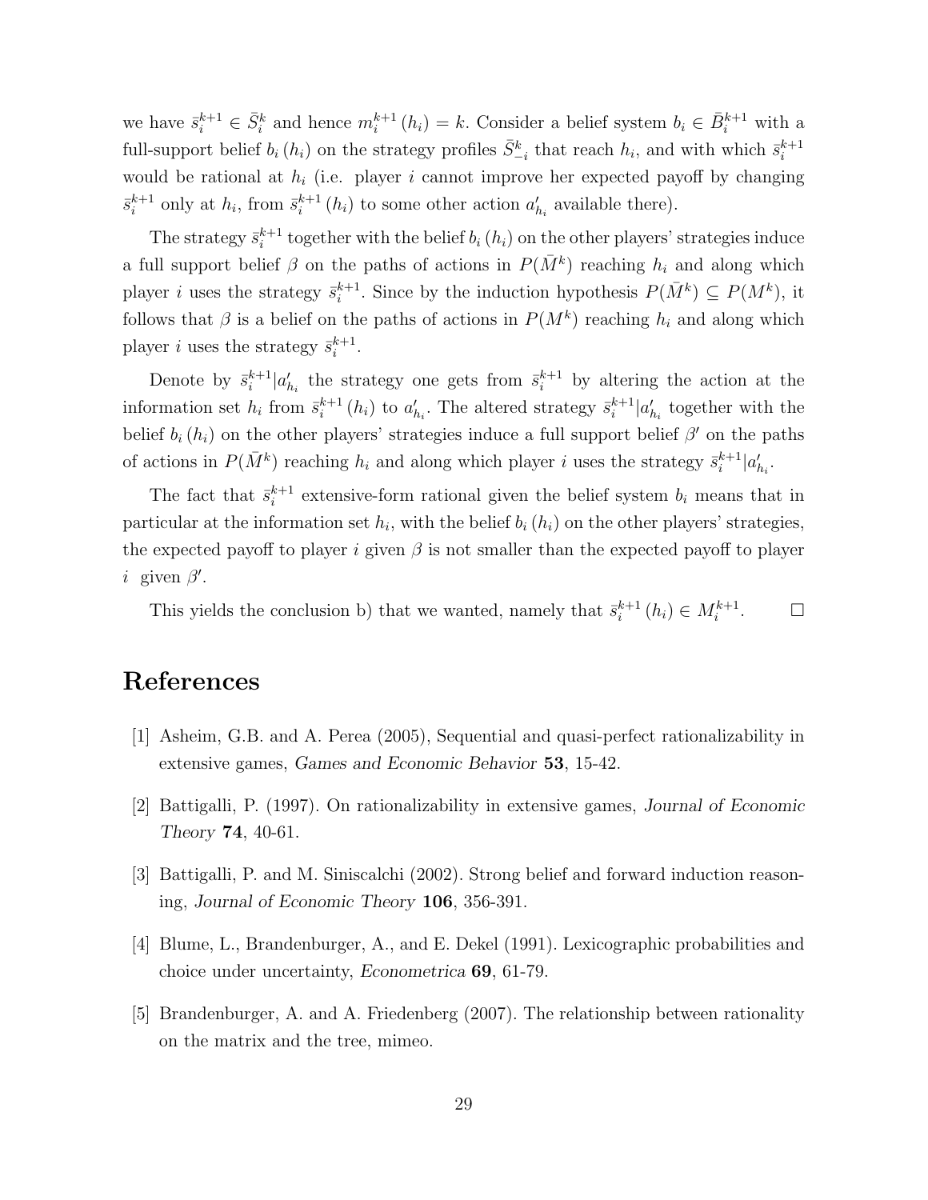we have $\bar{s}_i^{k+1} \in \bar{S}_i^k$ and hence $m_i^{k+1}(h_i) = k$. Consider a belief system $b_i \in \bar{B}_i^{k+1}$ with a full-support belief $b_i(h_i)$ on the strategy profiles $\bar{S}_{-i}^k$ that reach $h_i$, and with which $\bar{s}_i^{k+1}$ would be rational at $h_i$ (i.e. player $i$ cannot improve her expected payoff by changing $\bar{s}_i^{k+1}$ only at $h_i$, from $\bar{s}_i^{k+1}(h_i)$ to some other action $a'_{h_i}$ available there).

The strategy $\bar{s}_i^{k+1}$ together with the belief $b_i(h_i)$ on the other players' strategies induce a full support belief $\beta$ on the paths of actions in $P(\bar{M}^k)$ reaching $h_i$ and along which player $i$ uses the strategy $\bar{s}_i^{k+1}$. Since by the induction hypothesis $P(\bar{M}^k) \subseteq P(M^k)$, it follows that $\beta$ is a belief on the paths of actions in $P(M^k)$ reaching $h_i$ and along which player $i$ uses the strategy $\bar{s}_i^{k+1}$.

Denote by $\bar{s}_i^{k+1}|a'_{h_i}$ the strategy one gets from $\bar{s}_i^{k+1}$ by altering the action at the information set $h_i$ from $\bar{s}_i^{k+1}(h_i)$ to $a'_{h_i}$. The altered strategy $\bar{s}_i^{k+1}|a'_{h_i}$ together with the belief $b_i(h_i)$ on the other players' strategies induce a full support belief $\beta'$ on the paths of actions in $P(\bar{M}^k)$ reaching $h_i$ and along which player $i$ uses the strategy $\bar{s}_i^{k+1}|a'_{h_i}$.

The fact that $\bar{s}_i^{k+1}$ extensive-form rational given the belief system $b_i$ means that in particular at the information set $h_i$, with the belief $b_i(h_i)$ on the other players' strategies, the expected payoff to player $i$ given $\beta$ is not smaller than the expected payoff to player $i$ given $\beta'$.

This yields the conclusion b) that we wanted, namely that $\bar{s}_i^{k+1}(h_i) \in M_i^{k+1}$. $\square$

# References

[1] Asheim, G.B. and A. Perea (2005), Sequential and quasi-perfect rationalizability in extensive games, *Games and Economic Behavior* **53**, 15-42.

[2] Battigalli, P. (1997). On rationalizability in extensive games, *Journal of Economic Theory* **74**, 40-61.

[3] Battigalli, P. and M. Siniscalchi (2002). Strong belief and forward induction reasoning, *Journal of Economic Theory* **106**, 356-391.

[4] Blume, L., Brandenburger, A., and E. Dekel (1991). Lexicographic probabilities and choice under uncertainty, *Econometrica* **69**, 61-79.

[5] Brandenburger, A. and A. Friedenberg (2007). The relationship between rationality on the matrix and the tree, mimeo.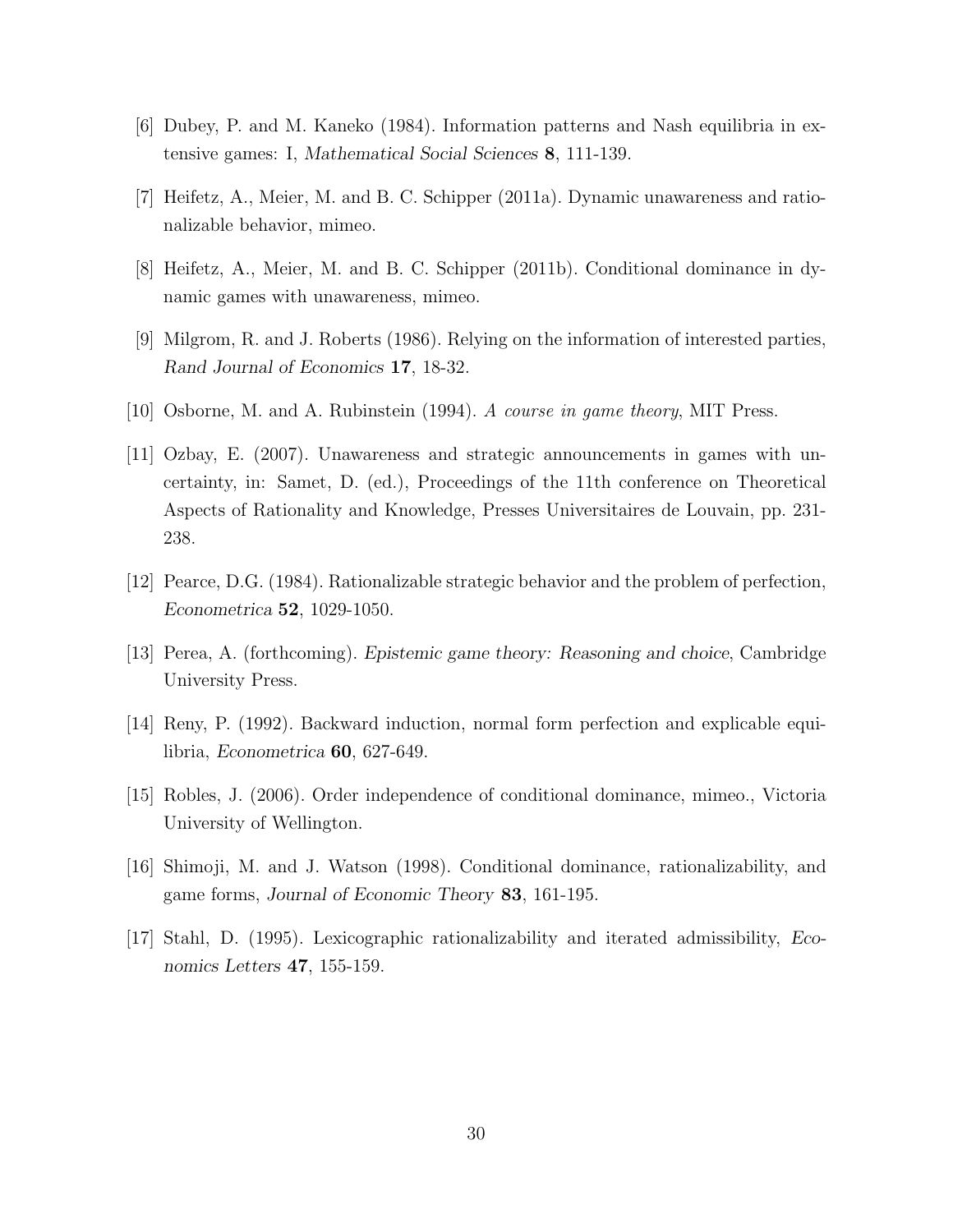[6] Dubey, P. and M. Kaneko (1984). Information patterns and Nash equilibria in extensive games: I, *Mathematical Social Sciences* **8**, 111-139.

[7] Heifetz, A., Meier, M. and B. C. Schipper (2011a). Dynamic unawareness and rationalizable behavior, mimeo.

[8] Heifetz, A., Meier, M. and B. C. Schipper (2011b). Conditional dominance in dynamic games with unawareness, mimeo.

[9] Milgrom, R. and J. Roberts (1986). Relying on the information of interested parties, *Rand Journal of Economics* **17**, 18-32.

[10] Osborne, M. and A. Rubinstein (1994). *A course in game theory*, MIT Press.

[11] Ozbay, E. (2007). Unawareness and strategic announcements in games with uncertainty, in: Samet, D. (ed.), Proceedings of the 11th conference on Theoretical Aspects of Rationality and Knowledge, Presses Universitaires de Louvain, pp. 231-238.

[12] Pearce, D.G. (1984). Rationalizable strategic behavior and the problem of perfection, *Econometrica* **52**, 1029-1050.

[13] Perea, A. (forthcoming). *Epistemic game theory: Reasoning and choice*, Cambridge University Press.

[14] Reny, P. (1992). Backward induction, normal form perfection and explicable equilibria, *Econometrica* **60**, 627-649.

[15] Robles, J. (2006). Order independence of conditional dominance, mimeo., Victoria University of Wellington.

[16] Shimoji, M. and J. Watson (1998). Conditional dominance, rationalizability, and game forms, *Journal of Economic Theory* **83**, 161-195.

[17] Stahl, D. (1995). Lexicographic rationalizability and iterated admissibility, *Economics Letters* **47**, 155-159.